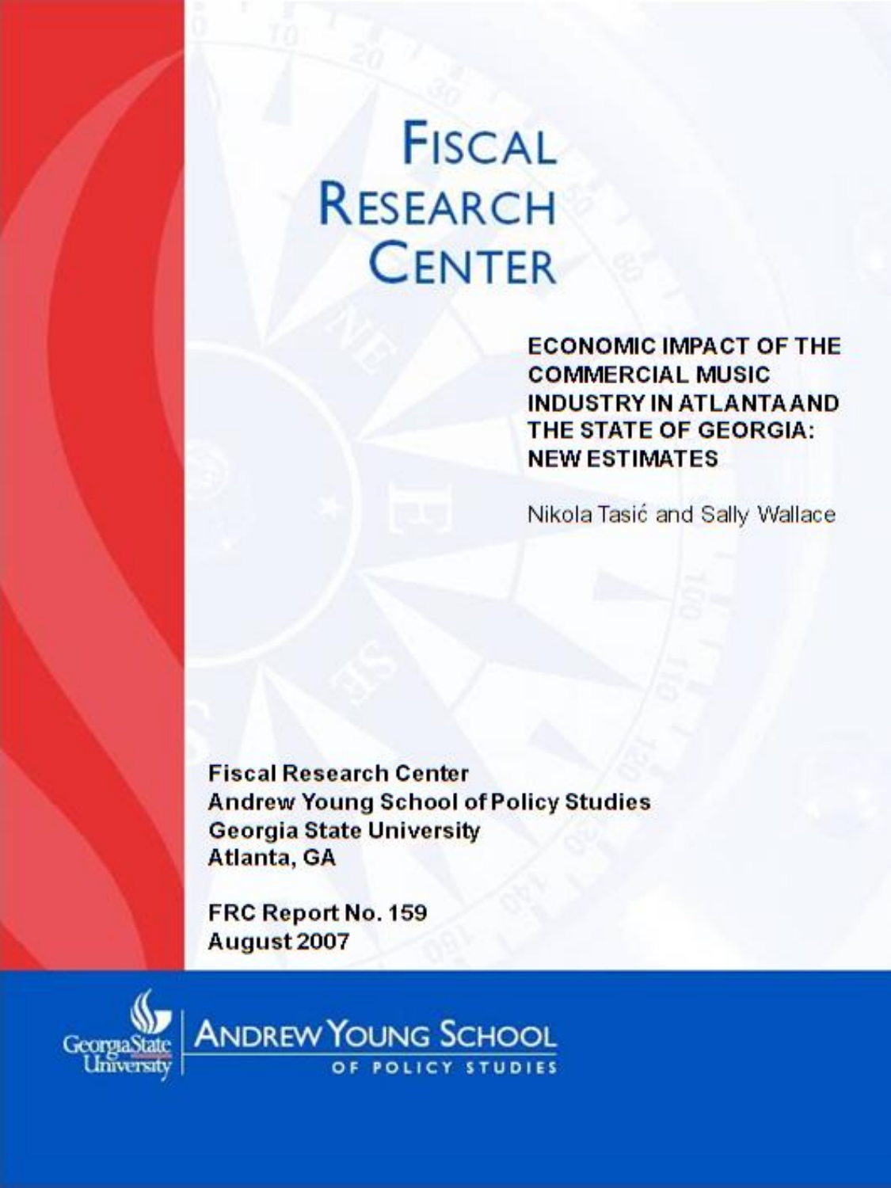# Fiscal Research Center

## ECONOMIC IMPACT OF THE COMMERCIAL MUSIC INDUSTRY IN ATLANTA AND THE STATE OF GEORGIA: NEW ESTIMATES

Nikola Tasić and Sally Wallace

**Fiscal Research Center**
**Andrew Young School of Policy Studies**
**Georgia State University**
**Atlanta, GA**

**FRC Report No. 159**
**August 2007**

Georgia State University | Andrew Young School of Policy Studies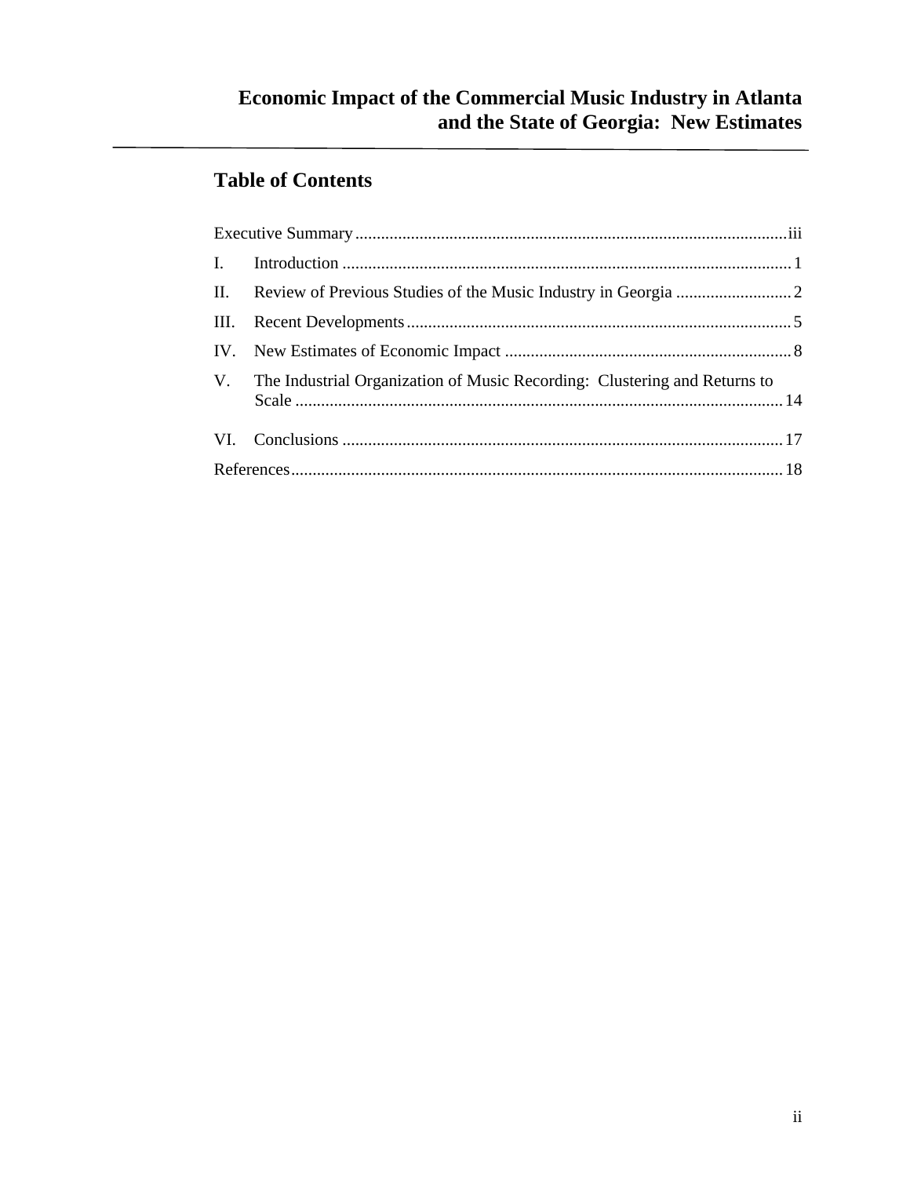## Table of Contents

| | | |
|---|---|---|
| Executive Summary | | iii |
| I. | Introduction | 1 |
| II. | Review of Previous Studies of the Music Industry in Georgia | 2 |
| III. | Recent Developments | 5 |
| IV. | New Estimates of Economic Impact | 8 |
| V. | The Industrial Organization of Music Recording: Clustering and Returns to Scale | 14 |
| VI. | Conclusions | 17 |
| References | | 18 |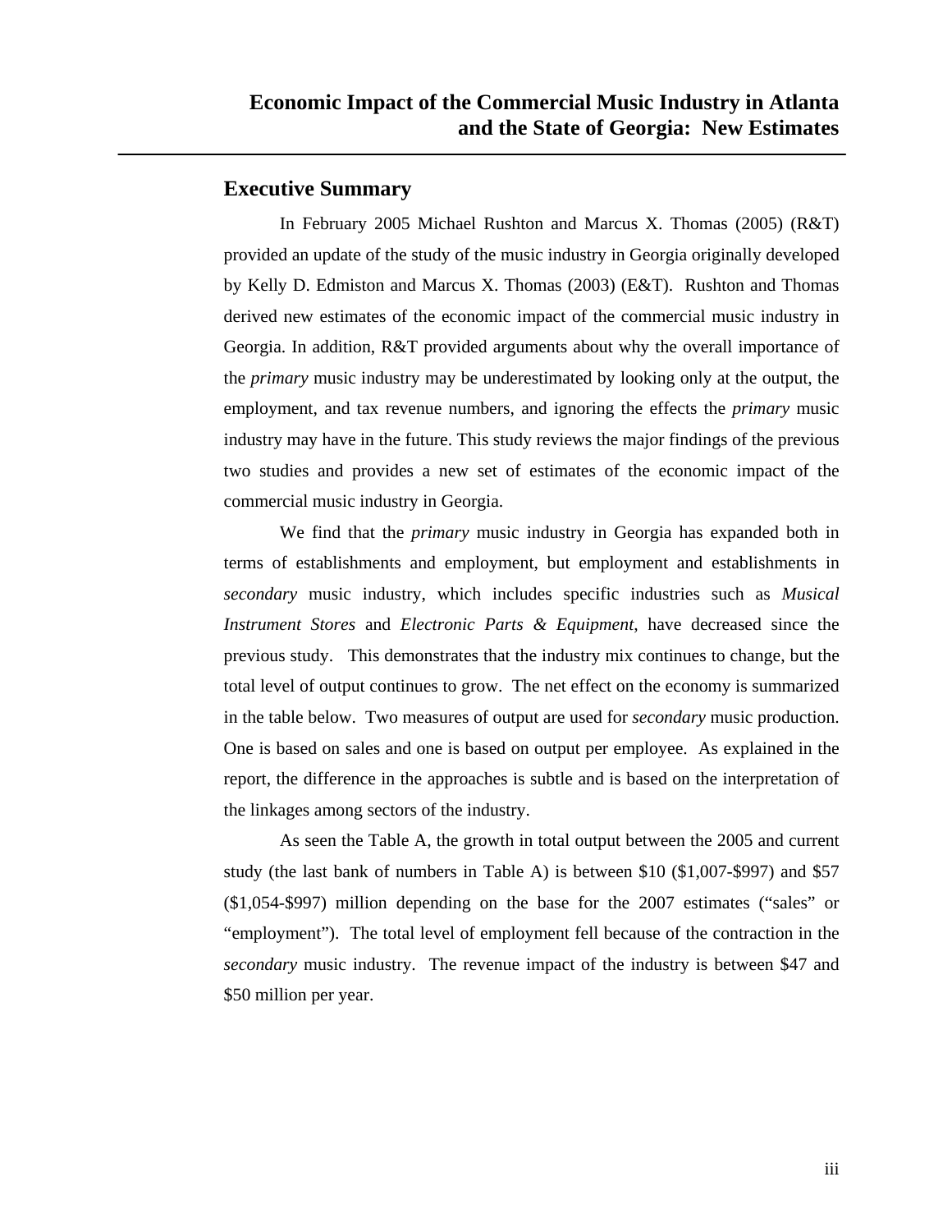# Economic Impact of the Commercial Music Industry in Atlanta and the State of Georgia: New Estimates

## Executive Summary

In February 2005 Michael Rushton and Marcus X. Thomas (2005) (R&T) provided an update of the study of the music industry in Georgia originally developed by Kelly D. Edmiston and Marcus X. Thomas (2003) (E&T). Rushton and Thomas derived new estimates of the economic impact of the commercial music industry in Georgia. In addition, R&T provided arguments about why the overall importance of the *primary* music industry may be underestimated by looking only at the output, the employment, and tax revenue numbers, and ignoring the effects the *primary* music industry may have in the future. This study reviews the major findings of the previous two studies and provides a new set of estimates of the economic impact of the commercial music industry in Georgia.

We find that the *primary* music industry in Georgia has expanded both in terms of establishments and employment, but employment and establishments in *secondary* music industry, which includes specific industries such as *Musical Instrument Stores* and *Electronic Parts & Equipment*, have decreased since the previous study. This demonstrates that the industry mix continues to change, but the total level of output continues to grow. The net effect on the economy is summarized in the table below. Two measures of output are used for *secondary* music production. One is based on sales and one is based on output per employee. As explained in the report, the difference in the approaches is subtle and is based on the interpretation of the linkages among sectors of the industry.

As seen the Table A, the growth in total output between the 2005 and current study (the last bank of numbers in Table A) is between $10 ($1,007-$997) and $57 ($1,054-$997) million depending on the base for the 2007 estimates ("sales" or "employment"). The total level of employment fell because of the contraction in the *secondary* music industry. The revenue impact of the industry is between $47 and $50 million per year.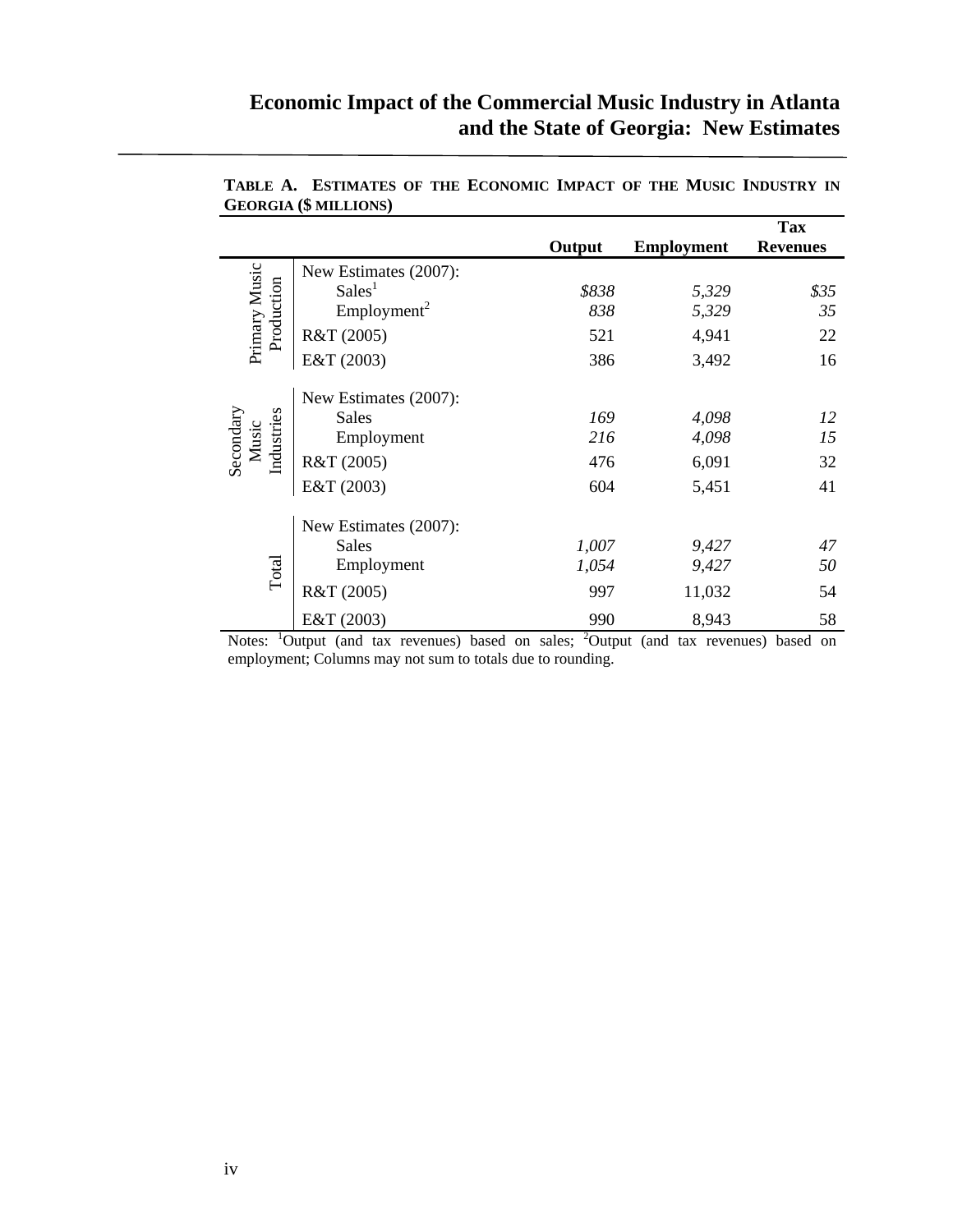**TABLE A. ESTIMATES OF THE ECONOMIC IMPACT OF THE MUSIC INDUSTRY IN GEORGIA ($ MILLIONS)**

| | | Output | Employment | Tax Revenues |
|---|---|---|---|---|
| Primary Music Production | New Estimates (2007): | | | |
| | Sales[1] | *$838* | *5,329* | *$35* |
| | Employment[2] | *838* | *5,329* | *35* |
| | R&T (2005) | 521 | 4,941 | 22 |
| | E&T (2003) | 386 | 3,492 | 16 |
| Secondary Music Industries | New Estimates (2007): | | | |
| | Sales | *169* | *4,098* | *12* |
| | Employment | *216* | *4,098* | *15* |
| | R&T (2005) | 476 | 6,091 | 32 |
| | E&T (2003) | 604 | 5,451 | 41 |
| Total | New Estimates (2007): | | | |
| | Sales | *1,007* | *9,427* | *47* |
| | Employment | *1,054* | *9,427* | *50* |
| | R&T (2005) | 997 | 11,032 | 54 |
| | E&T (2003) | 990 | 8,943 | 58 |

Notes: [1]Output (and tax revenues) based on sales; [2]Output (and tax revenues) based on employment; Columns may not sum to totals due to rounding.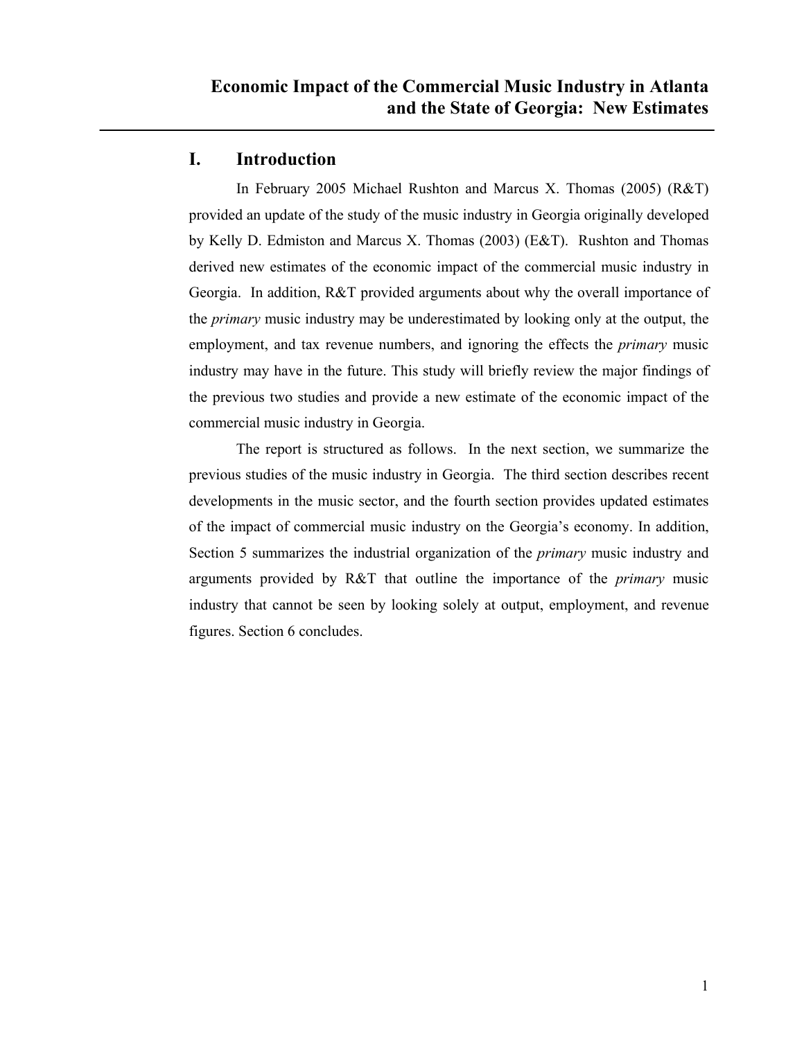# Economic Impact of the Commercial Music Industry in Atlanta and the State of Georgia: New Estimates

## I. Introduction

In February 2005 Michael Rushton and Marcus X. Thomas (2005) (R&T) provided an update of the study of the music industry in Georgia originally developed by Kelly D. Edmiston and Marcus X. Thomas (2003) (E&T). Rushton and Thomas derived new estimates of the economic impact of the commercial music industry in Georgia. In addition, R&T provided arguments about why the overall importance of the *primary* music industry may be underestimated by looking only at the output, the employment, and tax revenue numbers, and ignoring the effects the *primary* music industry may have in the future. This study will briefly review the major findings of the previous two studies and provide a new estimate of the economic impact of the commercial music industry in Georgia.

The report is structured as follows. In the next section, we summarize the previous studies of the music industry in Georgia. The third section describes recent developments in the music sector, and the fourth section provides updated estimates of the impact of commercial music industry on the Georgia's economy. In addition, Section 5 summarizes the industrial organization of the *primary* music industry and arguments provided by R&T that outline the importance of the *primary* music industry that cannot be seen by looking solely at output, employment, and revenue figures. Section 6 concludes.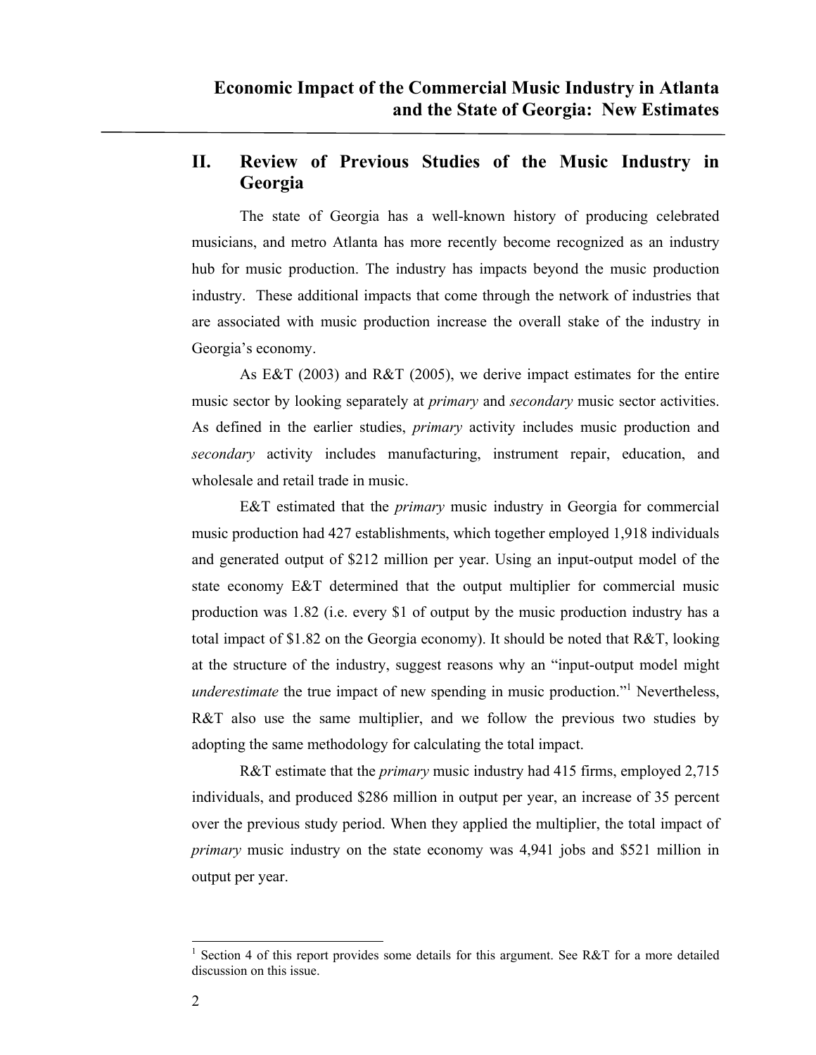## II. Review of Previous Studies of the Music Industry in Georgia

The state of Georgia has a well-known history of producing celebrated musicians, and metro Atlanta has more recently become recognized as an industry hub for music production. The industry has impacts beyond the music production industry. These additional impacts that come through the network of industries that are associated with music production increase the overall stake of the industry in Georgia's economy.

As E&T (2003) and R&T (2005), we derive impact estimates for the entire music sector by looking separately at *primary* and *secondary* music sector activities. As defined in the earlier studies, *primary* activity includes music production and *secondary* activity includes manufacturing, instrument repair, education, and wholesale and retail trade in music.

E&T estimated that the *primary* music industry in Georgia for commercial music production had 427 establishments, which together employed 1,918 individuals and generated output of $212 million per year. Using an input-output model of the state economy E&T determined that the output multiplier for commercial music production was 1.82 (i.e. every $1 of output by the music production industry has a total impact of $1.82 on the Georgia economy). It should be noted that R&T, looking at the structure of the industry, suggest reasons why an "input-output model might *underestimate* the true impact of new spending in music production."[1] Nevertheless, R&T also use the same multiplier, and we follow the previous two studies by adopting the same methodology for calculating the total impact.

R&T estimate that the *primary* music industry had 415 firms, employed 2,715 individuals, and produced $286 million in output per year, an increase of 35 percent over the previous study period. When they applied the multiplier, the total impact of *primary* music industry on the state economy was 4,941 jobs and $521 million in output per year.

[1] Section 4 of this report provides some details for this argument. See R&T for a more detailed discussion on this issue.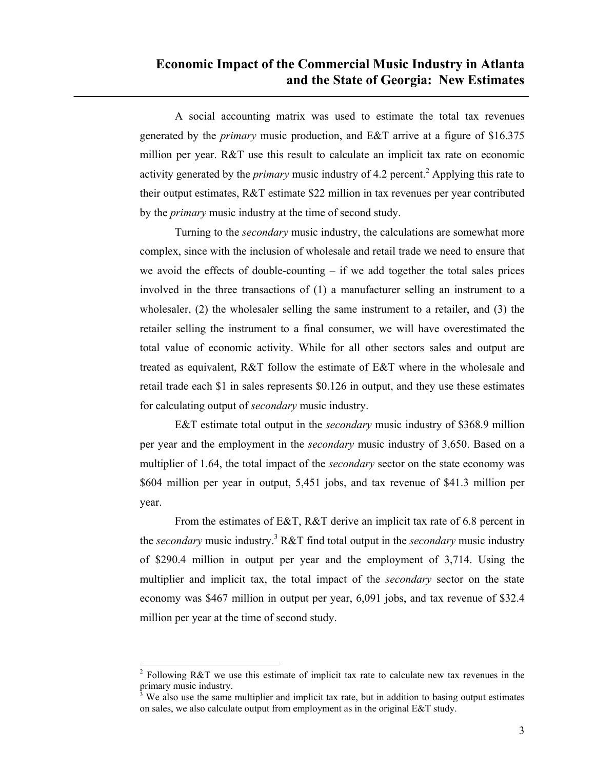A social accounting matrix was used to estimate the total tax revenues generated by the *primary* music production, and E&T arrive at a figure of $16.375 million per year. R&T use this result to calculate an implicit tax rate on economic activity generated by the *primary* music industry of 4.2 percent.[2] Applying this rate to their output estimates, R&T estimate $22 million in tax revenues per year contributed by the *primary* music industry at the time of second study.

Turning to the *secondary* music industry, the calculations are somewhat more complex, since with the inclusion of wholesale and retail trade we need to ensure that we avoid the effects of double-counting – if we add together the total sales prices involved in the three transactions of (1) a manufacturer selling an instrument to a wholesaler, (2) the wholesaler selling the same instrument to a retailer, and (3) the retailer selling the instrument to a final consumer, we will have overestimated the total value of economic activity. While for all other sectors sales and output are treated as equivalent, R&T follow the estimate of E&T where in the wholesale and retail trade each $1 in sales represents $0.126 in output, and they use these estimates for calculating output of *secondary* music industry.

E&T estimate total output in the *secondary* music industry of $368.9 million per year and the employment in the *secondary* music industry of 3,650. Based on a multiplier of 1.64, the total impact of the *secondary* sector on the state economy was $604 million per year in output, 5,451 jobs, and tax revenue of $41.3 million per year.

From the estimates of E&T, R&T derive an implicit tax rate of 6.8 percent in the *secondary* music industry.[3] R&T find total output in the *secondary* music industry of $290.4 million in output per year and the employment of 3,714. Using the multiplier and implicit tax, the total impact of the *secondary* sector on the state economy was $467 million in output per year, 6,091 jobs, and tax revenue of $32.4 million per year at the time of second study.

---

[2] Following R&T we use this estimate of implicit tax rate to calculate new tax revenues in the primary music industry.

[3] We also use the same multiplier and implicit tax rate, but in addition to basing output estimates on sales, we also calculate output from employment as in the original E&T study.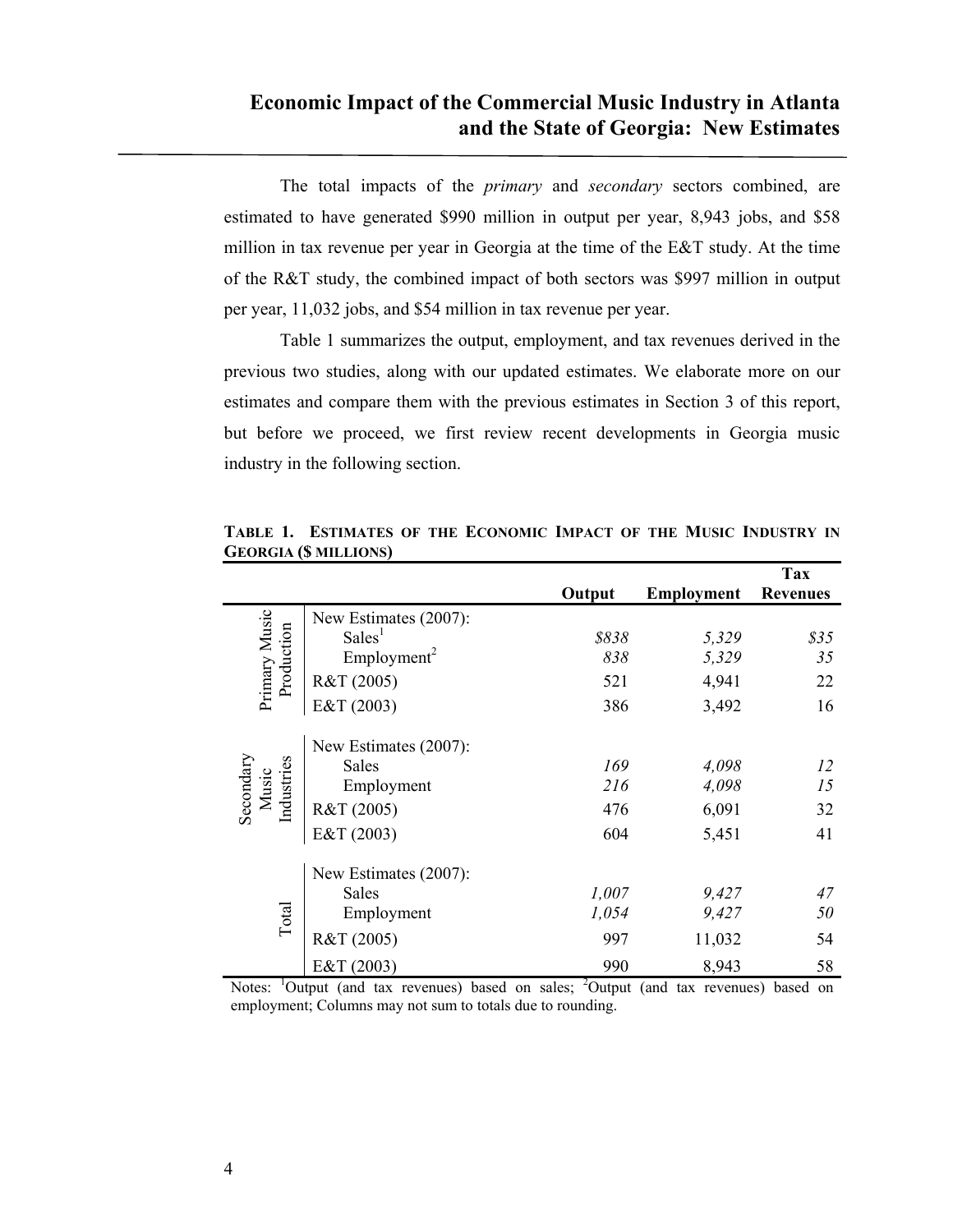The total impacts of the *primary* and *secondary* sectors combined, are estimated to have generated $990 million in output per year, 8,943 jobs, and $58 million in tax revenue per year in Georgia at the time of the E&T study. At the time of the R&T study, the combined impact of both sectors was $997 million in output per year, 11,032 jobs, and $54 million in tax revenue per year.

Table 1 summarizes the output, employment, and tax revenues derived in the previous two studies, along with our updated estimates. We elaborate more on our estimates and compare them with the previous estimates in Section 3 of this report, but before we proceed, we first review recent developments in Georgia music industry in the following section.

**TABLE 1. ESTIMATES OF THE ECONOMIC IMPACT OF THE MUSIC INDUSTRY IN GEORGIA ($ MILLIONS)**

| | | Output | Employment | Tax Revenues |
|---|---|---|---|---|
| Primary Music Production | New Estimates (2007): | | | |
| | Sales[1] | *$838* | *5,329* | *$35* |
| | Employment[2] | *838* | *5,329* | *35* |
| | R&T (2005) | 521 | 4,941 | 22 |
| | E&T (2003) | 386 | 3,492 | 16 |
| Secondary Music Industries | New Estimates (2007): | | | |
| | Sales | *169* | *4,098* | *12* |
| | Employment | *216* | *4,098* | *15* |
| | R&T (2005) | 476 | 6,091 | 32 |
| | E&T (2003) | 604 | 5,451 | 41 |
| Total | New Estimates (2007): | | | |
| | Sales | *1,007* | *9,427* | *47* |
| | Employment | *1,054* | *9,427* | *50* |
| | R&T (2005) | 997 | 11,032 | 54 |
| | E&T (2003) | 990 | 8,943 | 58 |

Notes: [1]Output (and tax revenues) based on sales; [2]Output (and tax revenues) based on employment; Columns may not sum to totals due to rounding.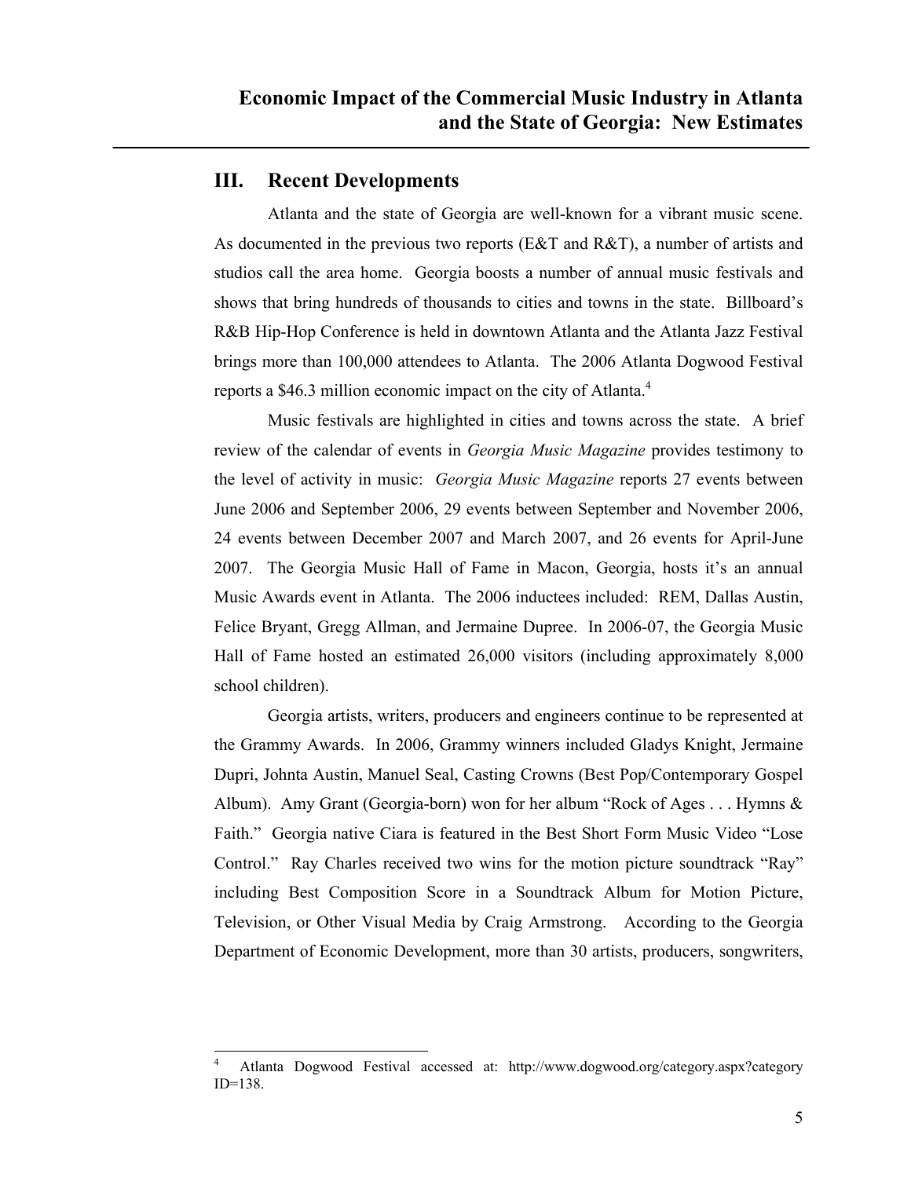## III. Recent Developments

Atlanta and the state of Georgia are well-known for a vibrant music scene. As documented in the previous two reports (E&T and R&T), a number of artists and studios call the area home. Georgia boosts a number of annual music festivals and shows that bring hundreds of thousands to cities and towns in the state. Billboard's R&B Hip-Hop Conference is held in downtown Atlanta and the Atlanta Jazz Festival brings more than 100,000 attendees to Atlanta. The 2006 Atlanta Dogwood Festival reports a $46.3 million economic impact on the city of Atlanta.[4]

Music festivals are highlighted in cities and towns across the state. A brief review of the calendar of events in *Georgia Music Magazine* provides testimony to the level of activity in music: *Georgia Music Magazine* reports 27 events between June 2006 and September 2006, 29 events between September and November 2006, 24 events between December 2007 and March 2007, and 26 events for April-June 2007. The Georgia Music Hall of Fame in Macon, Georgia, hosts it's an annual Music Awards event in Atlanta. The 2006 inductees included: REM, Dallas Austin, Felice Bryant, Gregg Allman, and Jermaine Dupree. In 2006-07, the Georgia Music Hall of Fame hosted an estimated 26,000 visitors (including approximately 8,000 school children).

Georgia artists, writers, producers and engineers continue to be represented at the Grammy Awards. In 2006, Grammy winners included Gladys Knight, Jermaine Dupri, Johnta Austin, Manuel Seal, Casting Crowns (Best Pop/Contemporary Gospel Album). Amy Grant (Georgia-born) won for her album "Rock of Ages . . . Hymns & Faith." Georgia native Ciara is featured in the Best Short Form Music Video "Lose Control." Ray Charles received two wins for the motion picture soundtrack "Ray" including Best Composition Score in a Soundtrack Album for Motion Picture, Television, or Other Visual Media by Craig Armstrong. According to the Georgia Department of Economic Development, more than 30 artists, producers, songwriters,

---

[4] Atlanta Dogwood Festival accessed at: http://www.dogwood.org/category.aspx?categoryID=138.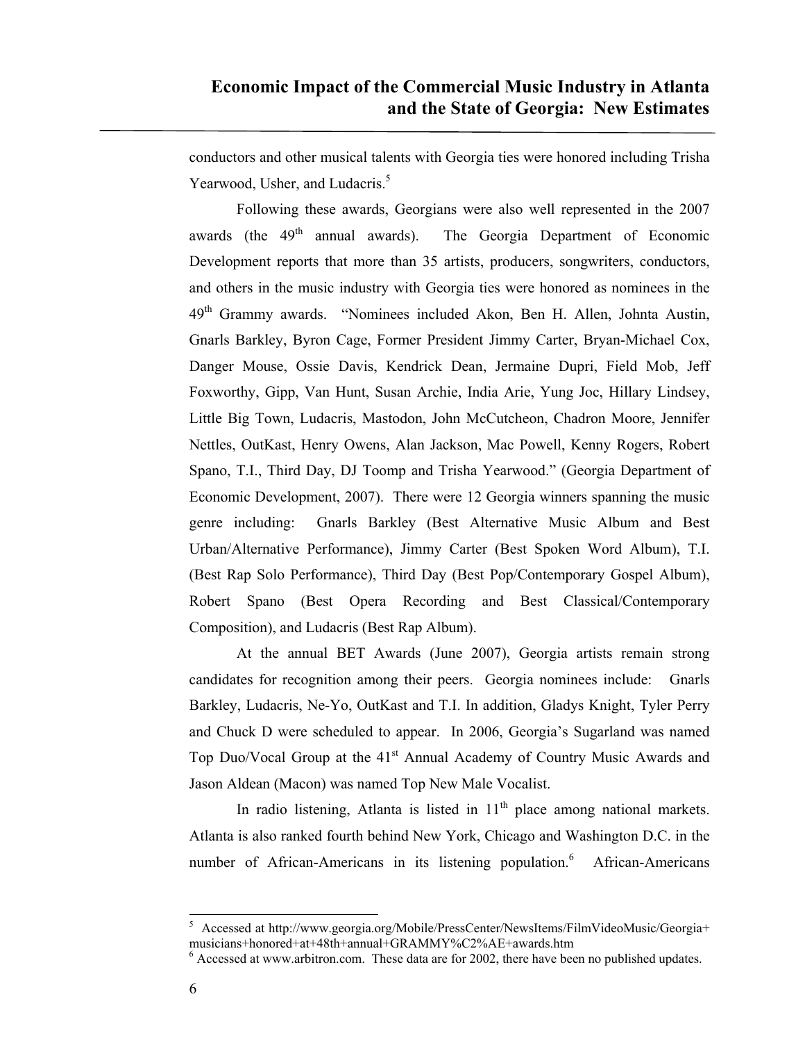conductors and other musical talents with Georgia ties were honored including Trisha Yearwood, Usher, and Ludacris.[5]

Following these awards, Georgians were also well represented in the 2007 awards (the 49th annual awards). The Georgia Department of Economic Development reports that more than 35 artists, producers, songwriters, conductors, and others in the music industry with Georgia ties were honored as nominees in the 49th Grammy awards. "Nominees included Akon, Ben H. Allen, Johnta Austin, Gnarls Barkley, Byron Cage, Former President Jimmy Carter, Bryan-Michael Cox, Danger Mouse, Ossie Davis, Kendrick Dean, Jermaine Dupri, Field Mob, Jeff Foxworthy, Gipp, Van Hunt, Susan Archie, India Arie, Yung Joc, Hillary Lindsey, Little Big Town, Ludacris, Mastodon, John McCutcheon, Chadron Moore, Jennifer Nettles, OutKast, Henry Owens, Alan Jackson, Mac Powell, Kenny Rogers, Robert Spano, T.I., Third Day, DJ Toomp and Trisha Yearwood." (Georgia Department of Economic Development, 2007). There were 12 Georgia winners spanning the music genre including: Gnarls Barkley (Best Alternative Music Album and Best Urban/Alternative Performance), Jimmy Carter (Best Spoken Word Album), T.I. (Best Rap Solo Performance), Third Day (Best Pop/Contemporary Gospel Album), Robert Spano (Best Opera Recording and Best Classical/Contemporary Composition), and Ludacris (Best Rap Album).

At the annual BET Awards (June 2007), Georgia artists remain strong candidates for recognition among their peers. Georgia nominees include: Gnarls Barkley, Ludacris, Ne-Yo, OutKast and T.I. In addition, Gladys Knight, Tyler Perry and Chuck D were scheduled to appear. In 2006, Georgia's Sugarland was named Top Duo/Vocal Group at the 41st Annual Academy of Country Music Awards and Jason Aldean (Macon) was named Top New Male Vocalist.

In radio listening, Atlanta is listed in 11th place among national markets. Atlanta is also ranked fourth behind New York, Chicago and Washington D.C. in the number of African-Americans in its listening population.[6] African-Americans

---

[5] Accessed at http://www.georgia.org/Mobile/PressCenter/NewsItems/FilmVideoMusic/Georgia+musicians+honored+at+48th+annual+GRAMMY%C2%AE+awards.htm

[6] Accessed at www.arbitron.com. These data are for 2002, there have been no published updates.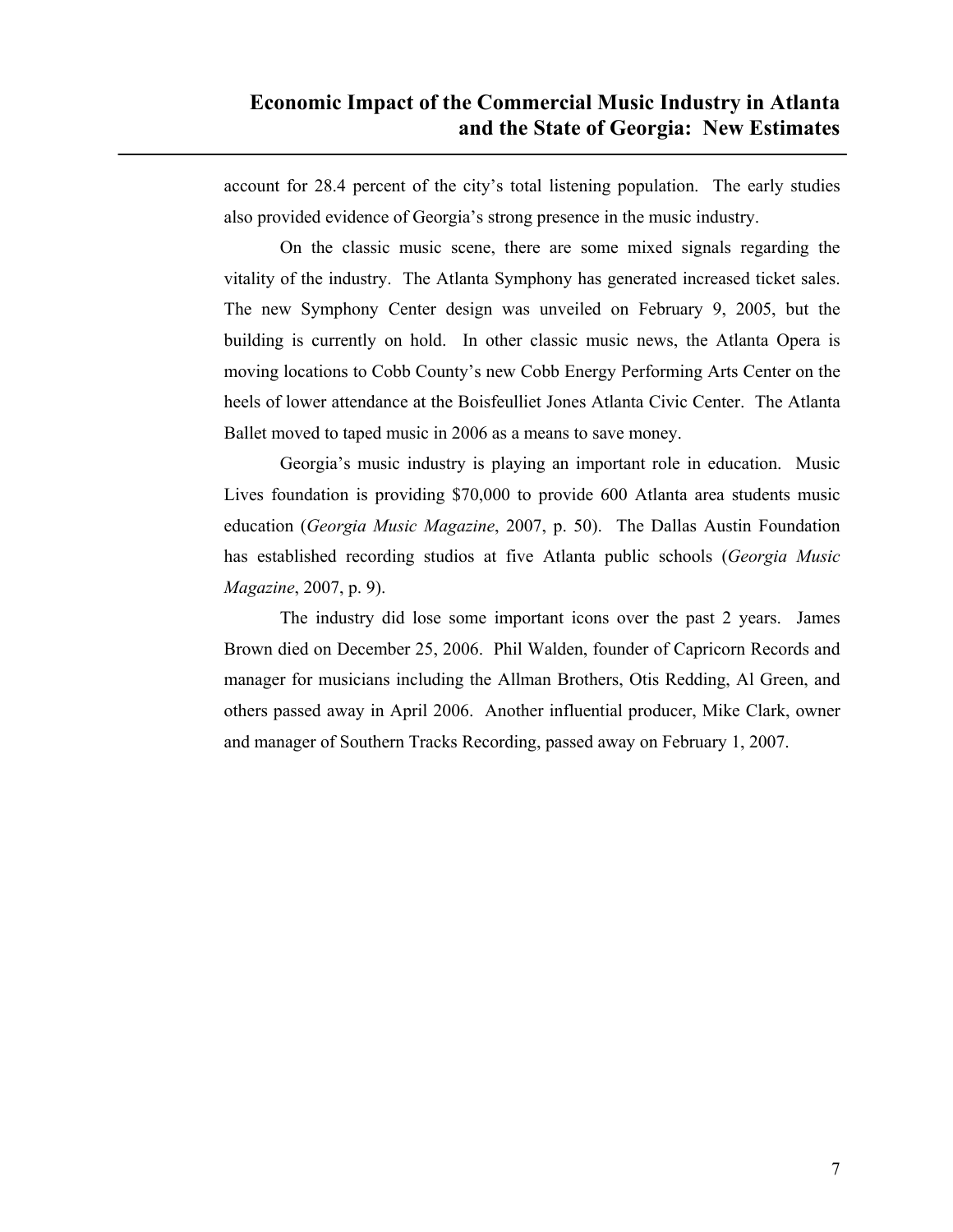account for 28.4 percent of the city's total listening population. The early studies also provided evidence of Georgia's strong presence in the music industry.

On the classic music scene, there are some mixed signals regarding the vitality of the industry. The Atlanta Symphony has generated increased ticket sales. The new Symphony Center design was unveiled on February 9, 2005, but the building is currently on hold. In other classic music news, the Atlanta Opera is moving locations to Cobb County's new Cobb Energy Performing Arts Center on the heels of lower attendance at the Boisfeulliet Jones Atlanta Civic Center. The Atlanta Ballet moved to taped music in 2006 as a means to save money.

Georgia's music industry is playing an important role in education. Music Lives foundation is providing $70,000 to provide 600 Atlanta area students music education (*Georgia Music Magazine*, 2007, p. 50). The Dallas Austin Foundation has established recording studios at five Atlanta public schools (*Georgia Music Magazine*, 2007, p. 9).

The industry did lose some important icons over the past 2 years. James Brown died on December 25, 2006. Phil Walden, founder of Capricorn Records and manager for musicians including the Allman Brothers, Otis Redding, Al Green, and others passed away in April 2006. Another influential producer, Mike Clark, owner and manager of Southern Tracks Recording, passed away on February 1, 2007.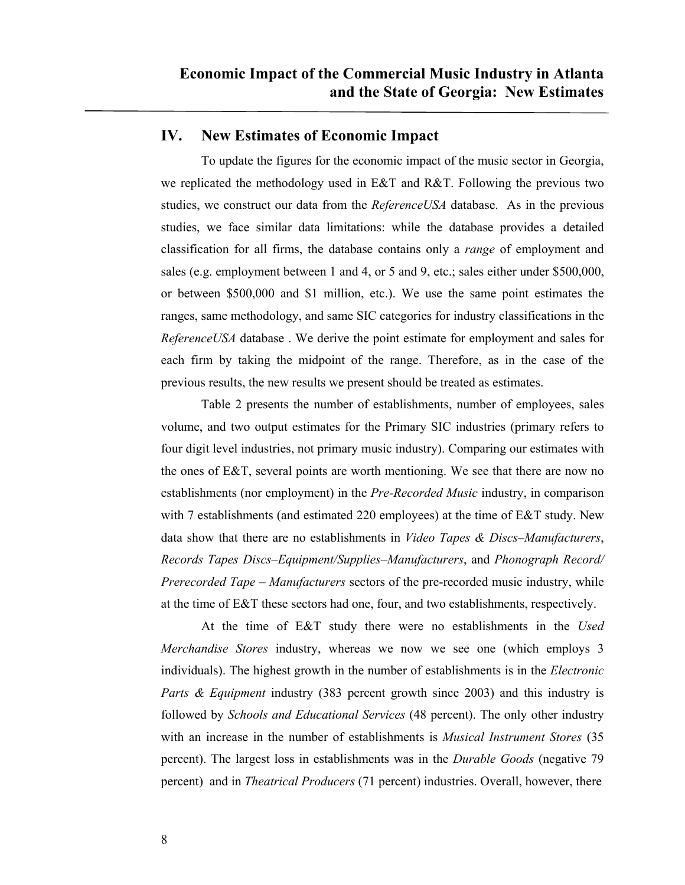## IV. New Estimates of Economic Impact

To update the figures for the economic impact of the music sector in Georgia, we replicated the methodology used in E&T and R&T. Following the previous two studies, we construct our data from the *ReferenceUSA* database. As in the previous studies, we face similar data limitations: while the database provides a detailed classification for all firms, the database contains only a *range* of employment and sales (e.g. employment between 1 and 4, or 5 and 9, etc.; sales either under $500,000, or between $500,000 and $1 million, etc.). We use the same point estimates the ranges, same methodology, and same SIC categories for industry classifications in the *ReferenceUSA* database . We derive the point estimate for employment and sales for each firm by taking the midpoint of the range. Therefore, as in the case of the previous results, the new results we present should be treated as estimates.

Table 2 presents the number of establishments, number of employees, sales volume, and two output estimates for the Primary SIC industries (primary refers to four digit level industries, not primary music industry). Comparing our estimates with the ones of E&T, several points are worth mentioning. We see that there are now no establishments (nor employment) in the *Pre-Recorded Music* industry, in comparison with 7 establishments (and estimated 220 employees) at the time of E&T study. New data show that there are no establishments in *Video Tapes & Discs–Manufacturers*, *Records Tapes Discs–Equipment/Supplies–Manufacturers*, and *Phonograph Record/ Prerecorded Tape – Manufacturers* sectors of the pre-recorded music industry, while at the time of E&T these sectors had one, four, and two establishments, respectively.

At the time of E&T study there were no establishments in the *Used Merchandise Stores* industry, whereas we now we see one (which employs 3 individuals). The highest growth in the number of establishments is in the *Electronic Parts & Equipment* industry (383 percent growth since 2003) and this industry is followed by *Schools and Educational Services* (48 percent). The only other industry with an increase in the number of establishments is *Musical Instrument Stores* (35 percent). The largest loss in establishments was in the *Durable Goods* (negative 79 percent) and in *Theatrical Producers* (71 percent) industries. Overall, however, there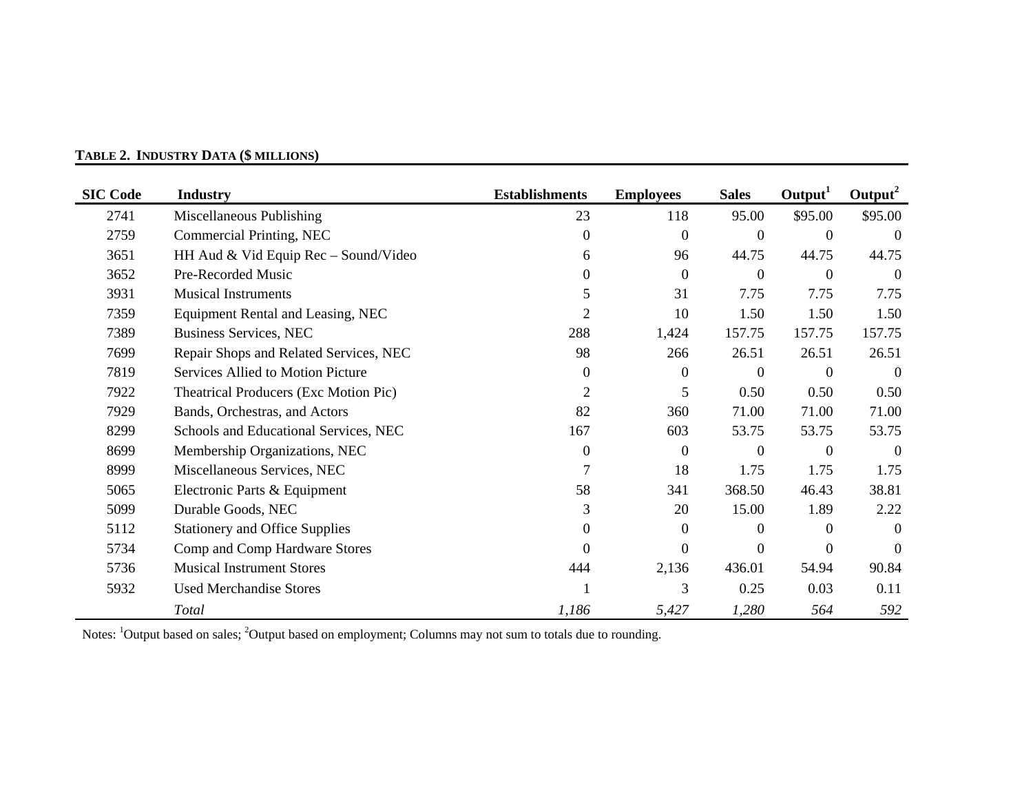**TABLE 2. INDUSTRY DATA ($ MILLIONS)**

| SIC Code | Industry | Establishments | Employees | Sales | Output[1] | Output[2] |
|---|---|---|---|---|---|---|
| 2741 | Miscellaneous Publishing | 23 | 118 | 95.00 | $95.00 | $95.00 |
| 2759 | Commercial Printing, NEC | 0 | 0 | 0 | 0 | 0 |
| 3651 | HH Aud & Vid Equip Rec – Sound/Video | 6 | 96 | 44.75 | 44.75 | 44.75 |
| 3652 | Pre-Recorded Music | 0 | 0 | 0 | 0 | 0 |
| 3931 | Musical Instruments | 5 | 31 | 7.75 | 7.75 | 7.75 |
| 7359 | Equipment Rental and Leasing, NEC | 2 | 10 | 1.50 | 1.50 | 1.50 |
| 7389 | Business Services, NEC | 288 | 1,424 | 157.75 | 157.75 | 157.75 |
| 7699 | Repair Shops and Related Services, NEC | 98 | 266 | 26.51 | 26.51 | 26.51 |
| 7819 | Services Allied to Motion Picture | 0 | 0 | 0 | 0 | 0 |
| 7922 | Theatrical Producers (Exc Motion Pic) | 2 | 5 | 0.50 | 0.50 | 0.50 |
| 7929 | Bands, Orchestras, and Actors | 82 | 360 | 71.00 | 71.00 | 71.00 |
| 8299 | Schools and Educational Services, NEC | 167 | 603 | 53.75 | 53.75 | 53.75 |
| 8699 | Membership Organizations, NEC | 0 | 0 | 0 | 0 | 0 |
| 8999 | Miscellaneous Services, NEC | 7 | 18 | 1.75 | 1.75 | 1.75 |
| 5065 | Electronic Parts & Equipment | 58 | 341 | 368.50 | 46.43 | 38.81 |
| 5099 | Durable Goods, NEC | 3 | 20 | 15.00 | 1.89 | 2.22 |
| 5112 | Stationery and Office Supplies | 0 | 0 | 0 | 0 | 0 |
| 5734 | Comp and Comp Hardware Stores | 0 | 0 | 0 | 0 | 0 |
| 5736 | Musical Instrument Stores | 444 | 2,136 | 436.01 | 54.94 | 90.84 |
| 5932 | Used Merchandise Stores | 1 | 3 | 0.25 | 0.03 | 0.11 |
| | *Total* | *1,186* | *5,427* | *1,280* | *564* | *592* |

Notes: [1]Output based on sales; [2]Output based on employment; Columns may not sum to totals due to rounding.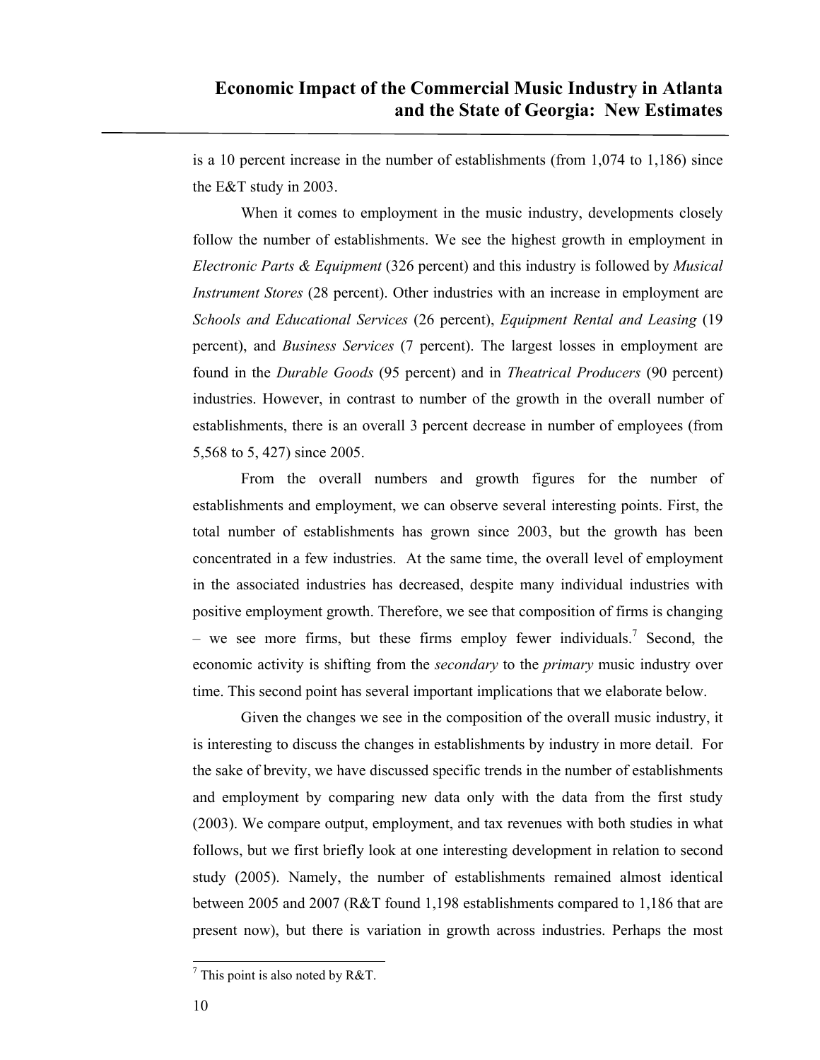is a 10 percent increase in the number of establishments (from 1,074 to 1,186) since the E&T study in 2003.

When it comes to employment in the music industry, developments closely follow the number of establishments. We see the highest growth in employment in *Electronic Parts & Equipment* (326 percent) and this industry is followed by *Musical Instrument Stores* (28 percent). Other industries with an increase in employment are *Schools and Educational Services* (26 percent), *Equipment Rental and Leasing* (19 percent), and *Business Services* (7 percent). The largest losses in employment are found in the *Durable Goods* (95 percent) and in *Theatrical Producers* (90 percent) industries. However, in contrast to number of the growth in the overall number of establishments, there is an overall 3 percent decrease in number of employees (from 5,568 to 5, 427) since 2005.

From the overall numbers and growth figures for the number of establishments and employment, we can observe several interesting points. First, the total number of establishments has grown since 2003, but the growth has been concentrated in a few industries. At the same time, the overall level of employment in the associated industries has decreased, despite many individual industries with positive employment growth. Therefore, we see that composition of firms is changing – we see more firms, but these firms employ fewer individuals.[7] Second, the economic activity is shifting from the *secondary* to the *primary* music industry over time. This second point has several important implications that we elaborate below.

Given the changes we see in the composition of the overall music industry, it is interesting to discuss the changes in establishments by industry in more detail. For the sake of brevity, we have discussed specific trends in the number of establishments and employment by comparing new data only with the data from the first study (2003). We compare output, employment, and tax revenues with both studies in what follows, but we first briefly look at one interesting development in relation to second study (2005). Namely, the number of establishments remained almost identical between 2005 and 2007 (R&T found 1,198 establishments compared to 1,186 that are present now), but there is variation in growth across industries. Perhaps the most

[7] This point is also noted by R&T.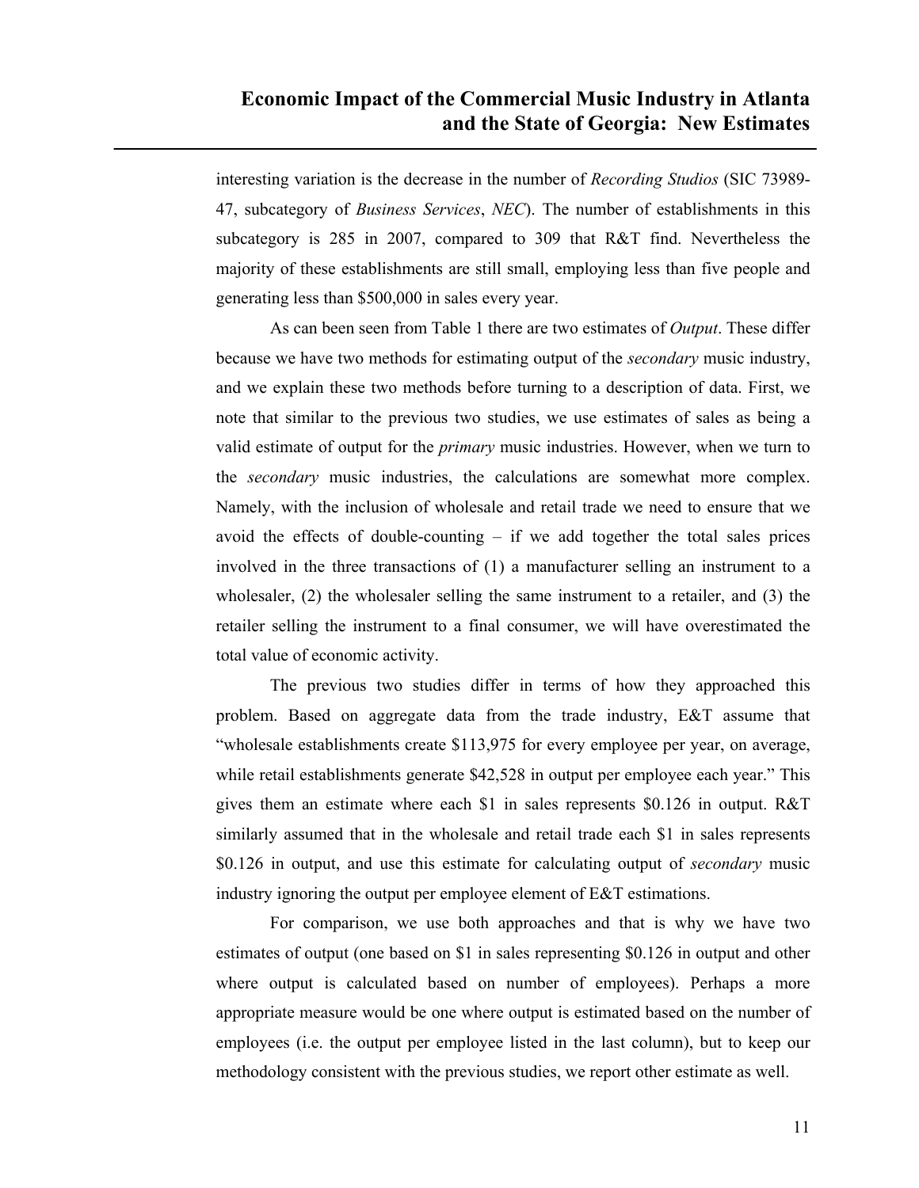interesting variation is the decrease in the number of *Recording Studios* (SIC 73989-47, subcategory of *Business Services*, *NEC*). The number of establishments in this subcategory is 285 in 2007, compared to 309 that R&T find. Nevertheless the majority of these establishments are still small, employing less than five people and generating less than $500,000 in sales every year.

As can been seen from Table 1 there are two estimates of *Output*. These differ because we have two methods for estimating output of the *secondary* music industry, and we explain these two methods before turning to a description of data. First, we note that similar to the previous two studies, we use estimates of sales as being a valid estimate of output for the *primary* music industries. However, when we turn to the *secondary* music industries, the calculations are somewhat more complex. Namely, with the inclusion of wholesale and retail trade we need to ensure that we avoid the effects of double-counting – if we add together the total sales prices involved in the three transactions of (1) a manufacturer selling an instrument to a wholesaler, (2) the wholesaler selling the same instrument to a retailer, and (3) the retailer selling the instrument to a final consumer, we will have overestimated the total value of economic activity.

The previous two studies differ in terms of how they approached this problem. Based on aggregate data from the trade industry, E&T assume that "wholesale establishments create $113,975 for every employee per year, on average, while retail establishments generate $42,528 in output per employee each year." This gives them an estimate where each $1 in sales represents $0.126 in output. R&T similarly assumed that in the wholesale and retail trade each $1 in sales represents $0.126 in output, and use this estimate for calculating output of *secondary* music industry ignoring the output per employee element of E&T estimations.

For comparison, we use both approaches and that is why we have two estimates of output (one based on $1 in sales representing $0.126 in output and other where output is calculated based on number of employees). Perhaps a more appropriate measure would be one where output is estimated based on the number of employees (i.e. the output per employee listed in the last column), but to keep our methodology consistent with the previous studies, we report other estimate as well.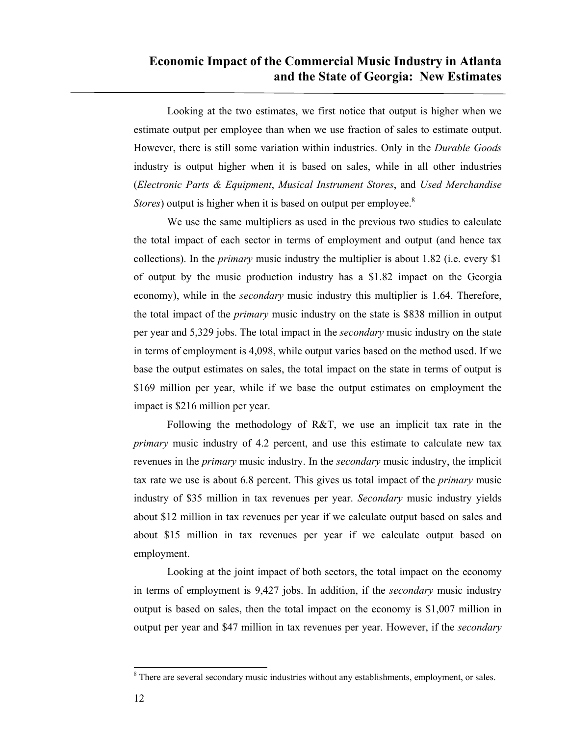Looking at the two estimates, we first notice that output is higher when we estimate output per employee than when we use fraction of sales to estimate output. However, there is still some variation within industries. Only in the *Durable Goods* industry is output higher when it is based on sales, while in all other industries (*Electronic Parts & Equipment*, *Musical Instrument Stores*, and *Used Merchandise Stores*) output is higher when it is based on output per employee.[8]

We use the same multipliers as used in the previous two studies to calculate the total impact of each sector in terms of employment and output (and hence tax collections). In the *primary* music industry the multiplier is about 1.82 (i.e. every $1 of output by the music production industry has a $1.82 impact on the Georgia economy), while in the *secondary* music industry this multiplier is 1.64. Therefore, the total impact of the *primary* music industry on the state is $838 million in output per year and 5,329 jobs. The total impact in the *secondary* music industry on the state in terms of employment is 4,098, while output varies based on the method used. If we base the output estimates on sales, the total impact on the state in terms of output is $169 million per year, while if we base the output estimates on employment the impact is $216 million per year.

Following the methodology of R&T, we use an implicit tax rate in the *primary* music industry of 4.2 percent, and use this estimate to calculate new tax revenues in the *primary* music industry. In the *secondary* music industry, the implicit tax rate we use is about 6.8 percent. This gives us total impact of the *primary* music industry of $35 million in tax revenues per year. *Secondary* music industry yields about $12 million in tax revenues per year if we calculate output based on sales and about $15 million in tax revenues per year if we calculate output based on employment.

Looking at the joint impact of both sectors, the total impact on the economy in terms of employment is 9,427 jobs. In addition, if the *secondary* music industry output is based on sales, then the total impact on the economy is $1,007 million in output per year and $47 million in tax revenues per year. However, if the *secondary*

---

[8] There are several secondary music industries without any establishments, employment, or sales.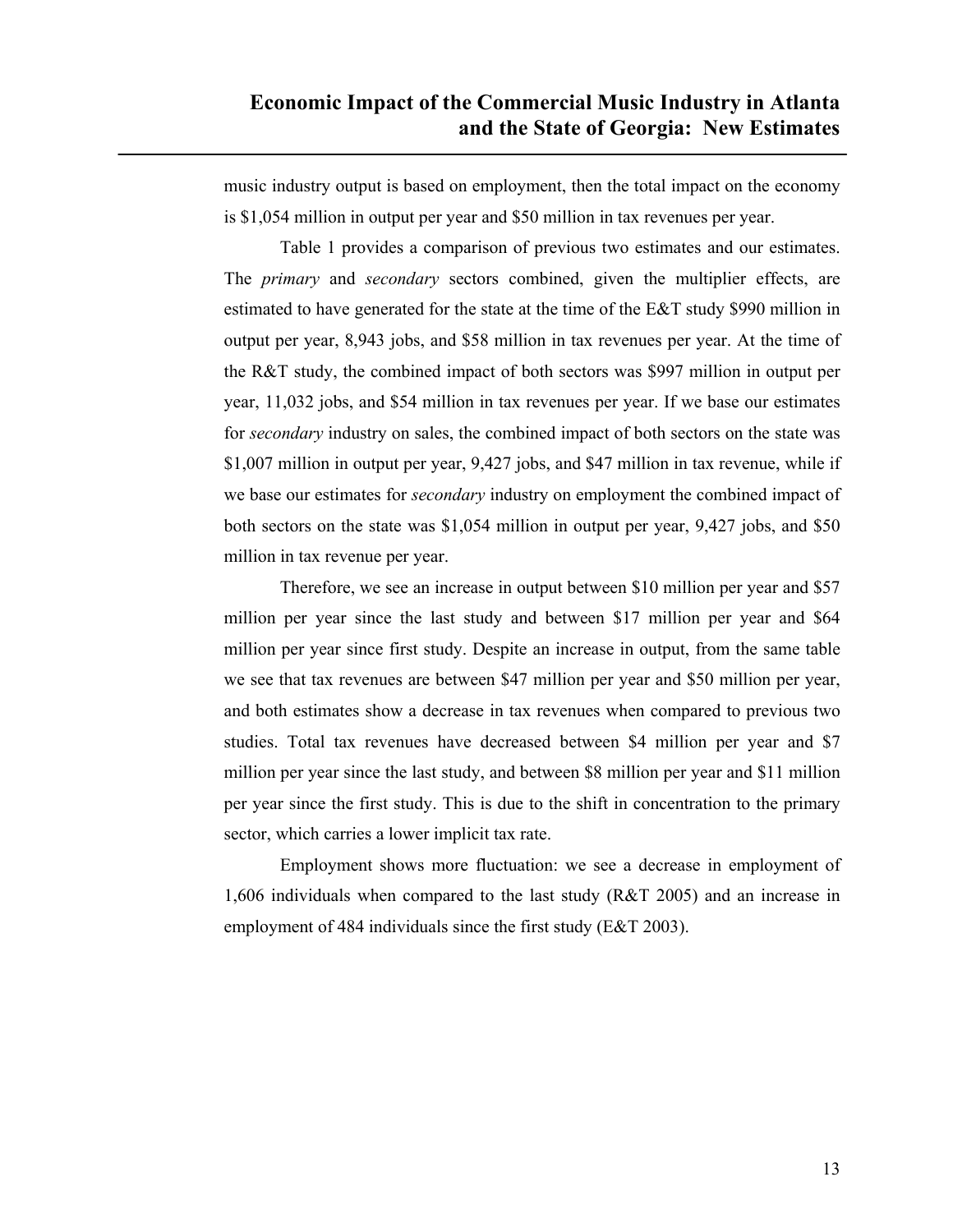music industry output is based on employment, then the total impact on the economy is $1,054 million in output per year and $50 million in tax revenues per year.

Table 1 provides a comparison of previous two estimates and our estimates. The *primary* and *secondary* sectors combined, given the multiplier effects, are estimated to have generated for the state at the time of the E&T study $990 million in output per year, 8,943 jobs, and $58 million in tax revenues per year. At the time of the R&T study, the combined impact of both sectors was $997 million in output per year, 11,032 jobs, and $54 million in tax revenues per year. If we base our estimates for *secondary* industry on sales, the combined impact of both sectors on the state was $1,007 million in output per year, 9,427 jobs, and $47 million in tax revenue, while if we base our estimates for *secondary* industry on employment the combined impact of both sectors on the state was $1,054 million in output per year, 9,427 jobs, and $50 million in tax revenue per year.

Therefore, we see an increase in output between $10 million per year and $57 million per year since the last study and between $17 million per year and $64 million per year since first study. Despite an increase in output, from the same table we see that tax revenues are between $47 million per year and $50 million per year, and both estimates show a decrease in tax revenues when compared to previous two studies. Total tax revenues have decreased between $4 million per year and $7 million per year since the last study, and between $8 million per year and $11 million per year since the first study. This is due to the shift in concentration to the primary sector, which carries a lower implicit tax rate.

Employment shows more fluctuation: we see a decrease in employment of 1,606 individuals when compared to the last study (R&T 2005) and an increase in employment of 484 individuals since the first study (E&T 2003).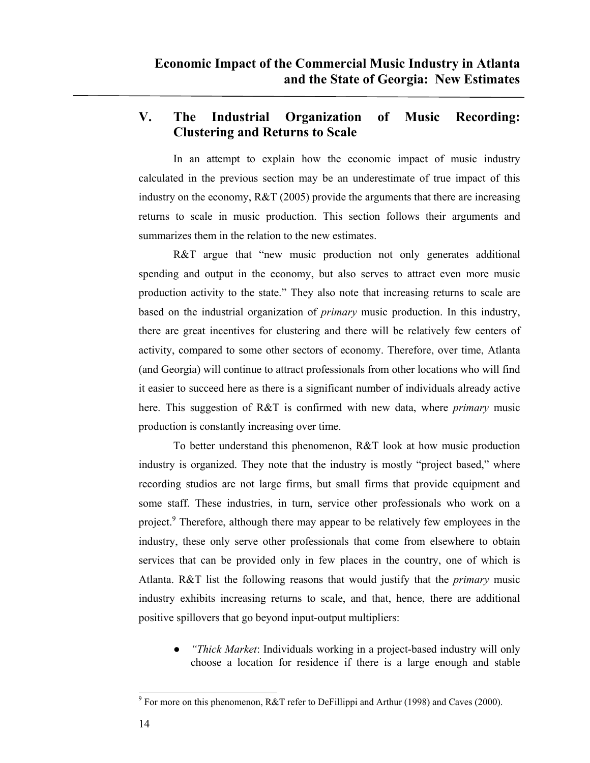## V. The Industrial Organization of Music Recording: Clustering and Returns to Scale

In an attempt to explain how the economic impact of music industry calculated in the previous section may be an underestimate of true impact of this industry on the economy, R&T (2005) provide the arguments that there are increasing returns to scale in music production. This section follows their arguments and summarizes them in the relation to the new estimates.

R&T argue that "new music production not only generates additional spending and output in the economy, but also serves to attract even more music production activity to the state." They also note that increasing returns to scale are based on the industrial organization of *primary* music production. In this industry, there are great incentives for clustering and there will be relatively few centers of activity, compared to some other sectors of economy. Therefore, over time, Atlanta (and Georgia) will continue to attract professionals from other locations who will find it easier to succeed here as there is a significant number of individuals already active here. This suggestion of R&T is confirmed with new data, where *primary* music production is constantly increasing over time.

To better understand this phenomenon, R&T look at how music production industry is organized. They note that the industry is mostly "project based," where recording studios are not large firms, but small firms that provide equipment and some staff. These industries, in turn, service other professionals who work on a project.[9] Therefore, although there may appear to be relatively few employees in the industry, these only serve other professionals that come from elsewhere to obtain services that can be provided only in few places in the country, one of which is Atlanta. R&T list the following reasons that would justify that the *primary* music industry exhibits increasing returns to scale, and that, hence, there are additional positive spillovers that go beyond input-output multipliers:

- *"Thick Market*: Individuals working in a project-based industry will only choose a location for residence if there is a large enough and stable

[9] For more on this phenomenon, R&T refer to DeFillippi and Arthur (1998) and Caves (2000).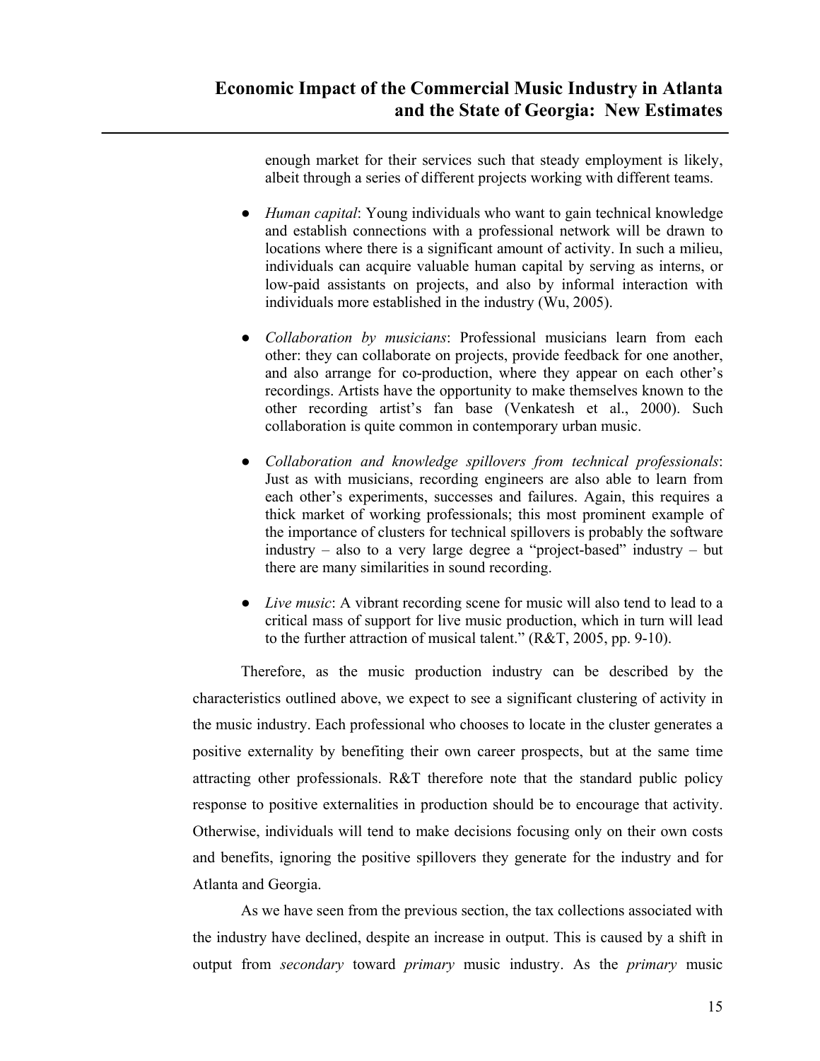enough market for their services such that steady employment is likely, albeit through a series of different projects working with different teams.

- *Human capital*: Young individuals who want to gain technical knowledge and establish connections with a professional network will be drawn to locations where there is a significant amount of activity. In such a milieu, individuals can acquire valuable human capital by serving as interns, or low-paid assistants on projects, and also by informal interaction with individuals more established in the industry (Wu, 2005).

- *Collaboration by musicians*: Professional musicians learn from each other: they can collaborate on projects, provide feedback for one another, and also arrange for co-production, where they appear on each other's recordings. Artists have the opportunity to make themselves known to the other recording artist's fan base (Venkatesh et al., 2000). Such collaboration is quite common in contemporary urban music.

- *Collaboration and knowledge spillovers from technical professionals*: Just as with musicians, recording engineers are also able to learn from each other's experiments, successes and failures. Again, this requires a thick market of working professionals; this most prominent example of the importance of clusters for technical spillovers is probably the software industry – also to a very large degree a "project-based" industry – but there are many similarities in sound recording.

- *Live music*: A vibrant recording scene for music will also tend to lead to a critical mass of support for live music production, which in turn will lead to the further attraction of musical talent." (R&T, 2005, pp. 9-10).

Therefore, as the music production industry can be described by the characteristics outlined above, we expect to see a significant clustering of activity in the music industry. Each professional who chooses to locate in the cluster generates a positive externality by benefiting their own career prospects, but at the same time attracting other professionals. R&T therefore note that the standard public policy response to positive externalities in production should be to encourage that activity. Otherwise, individuals will tend to make decisions focusing only on their own costs and benefits, ignoring the positive spillovers they generate for the industry and for Atlanta and Georgia.

As we have seen from the previous section, the tax collections associated with the industry have declined, despite an increase in output. This is caused by a shift in output from *secondary* toward *primary* music industry. As the *primary* music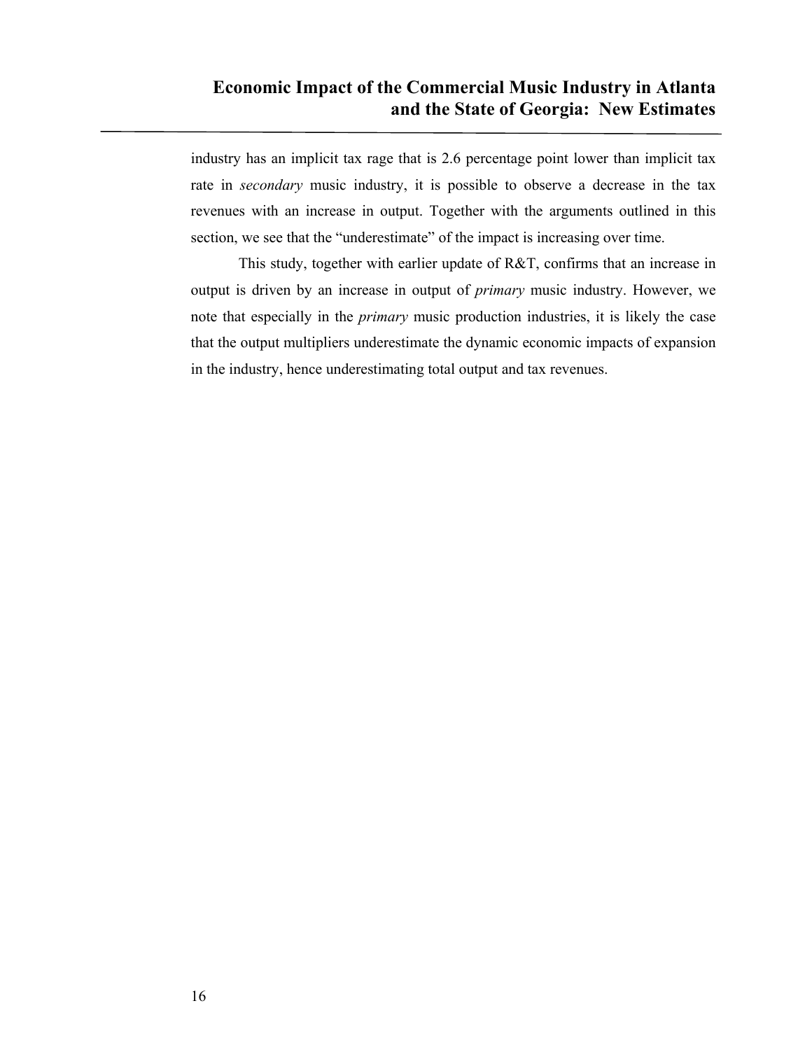industry has an implicit tax rage that is 2.6 percentage point lower than implicit tax rate in *secondary* music industry, it is possible to observe a decrease in the tax revenues with an increase in output. Together with the arguments outlined in this section, we see that the "underestimate" of the impact is increasing over time.

This study, together with earlier update of R&T, confirms that an increase in output is driven by an increase in output of *primary* music industry. However, we note that especially in the *primary* music production industries, it is likely the case that the output multipliers underestimate the dynamic economic impacts of expansion in the industry, hence underestimating total output and tax revenues.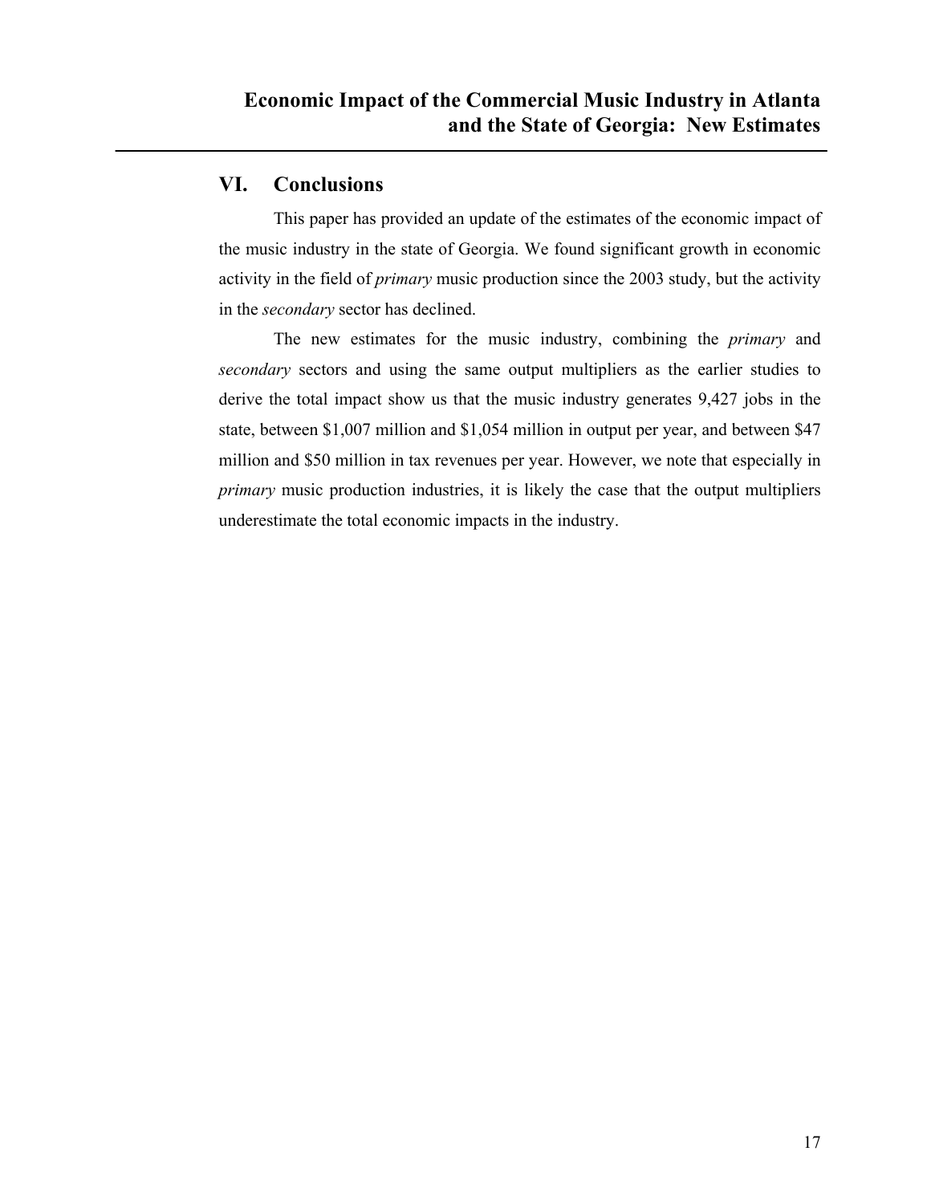## VI. Conclusions

This paper has provided an update of the estimates of the economic impact of the music industry in the state of Georgia. We found significant growth in economic activity in the field of *primary* music production since the 2003 study, but the activity in the *secondary* sector has declined.

The new estimates for the music industry, combining the *primary* and *secondary* sectors and using the same output multipliers as the earlier studies to derive the total impact show us that the music industry generates 9,427 jobs in the state, between $1,007 million and $1,054 million in output per year, and between $47 million and $50 million in tax revenues per year. However, we note that especially in *primary* music production industries, it is likely the case that the output multipliers underestimate the total economic impacts in the industry.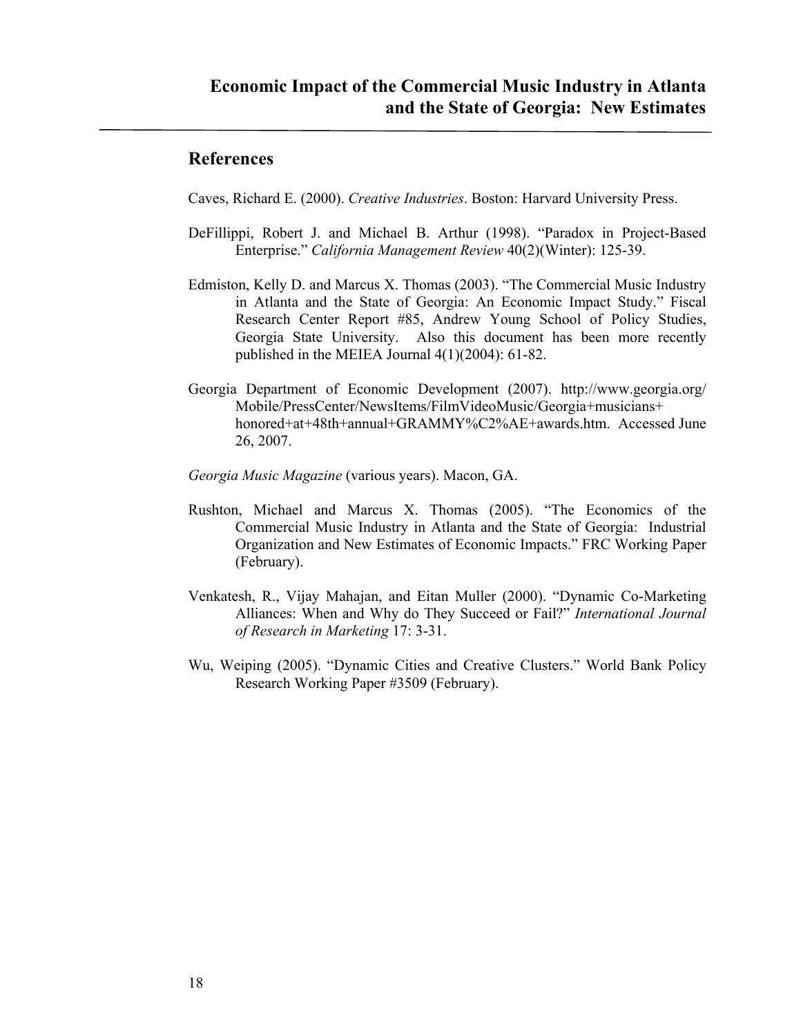## References

Caves, Richard E. (2000). *Creative Industries*. Boston: Harvard University Press.

DeFillippi, Robert J. and Michael B. Arthur (1998). "Paradox in Project-Based Enterprise." *California Management Review* 40(2)(Winter): 125-39.

Edmiston, Kelly D. and Marcus X. Thomas (2003). "The Commercial Music Industry in Atlanta and the State of Georgia: An Economic Impact Study." Fiscal Research Center Report #85, Andrew Young School of Policy Studies, Georgia State University. Also this document has been more recently published in the MEIEA Journal 4(1)(2004): 61-82.

Georgia Department of Economic Development (2007). http://www.georgia.org/Mobile/PressCenter/NewsItems/FilmVideoMusic/Georgia+musicians+honored+at+48th+annual+GRAMMY%C2%AE+awards.htm. Accessed June 26, 2007.

*Georgia Music Magazine* (various years). Macon, GA.

Rushton, Michael and Marcus X. Thomas (2005). "The Economics of the Commercial Music Industry in Atlanta and the State of Georgia: Industrial Organization and New Estimates of Economic Impacts." FRC Working Paper (February).

Venkatesh, R., Vijay Mahajan, and Eitan Muller (2000). "Dynamic Co-Marketing Alliances: When and Why do They Succeed or Fail?" *International Journal of Research in Marketing* 17: 3-31.

Wu, Weiping (2005). "Dynamic Cities and Creative Clusters." World Bank Policy Research Working Paper #3509 (February).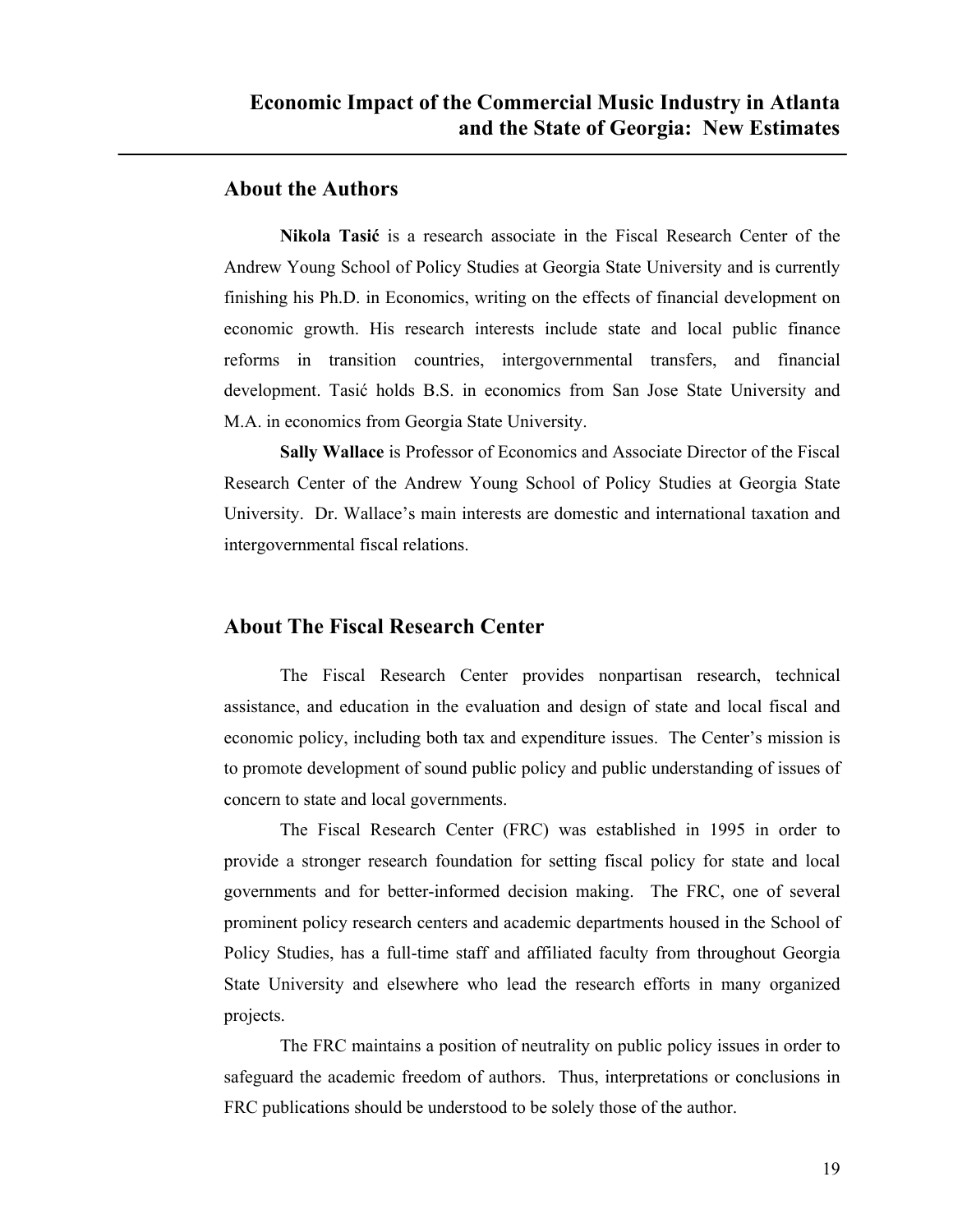## About the Authors

**Nikola Tasić** is a research associate in the Fiscal Research Center of the Andrew Young School of Policy Studies at Georgia State University and is currently finishing his Ph.D. in Economics, writing on the effects of financial development on economic growth. His research interests include state and local public finance reforms in transition countries, intergovernmental transfers, and financial development. Tasić holds B.S. in economics from San Jose State University and M.A. in economics from Georgia State University.

**Sally Wallace** is Professor of Economics and Associate Director of the Fiscal Research Center of the Andrew Young School of Policy Studies at Georgia State University. Dr. Wallace's main interests are domestic and international taxation and intergovernmental fiscal relations.

## About The Fiscal Research Center

The Fiscal Research Center provides nonpartisan research, technical assistance, and education in the evaluation and design of state and local fiscal and economic policy, including both tax and expenditure issues. The Center's mission is to promote development of sound public policy and public understanding of issues of concern to state and local governments.

The Fiscal Research Center (FRC) was established in 1995 in order to provide a stronger research foundation for setting fiscal policy for state and local governments and for better-informed decision making. The FRC, one of several prominent policy research centers and academic departments housed in the School of Policy Studies, has a full-time staff and affiliated faculty from throughout Georgia State University and elsewhere who lead the research efforts in many organized projects.

The FRC maintains a position of neutrality on public policy issues in order to safeguard the academic freedom of authors. Thus, interpretations or conclusions in FRC publications should be understood to be solely those of the author.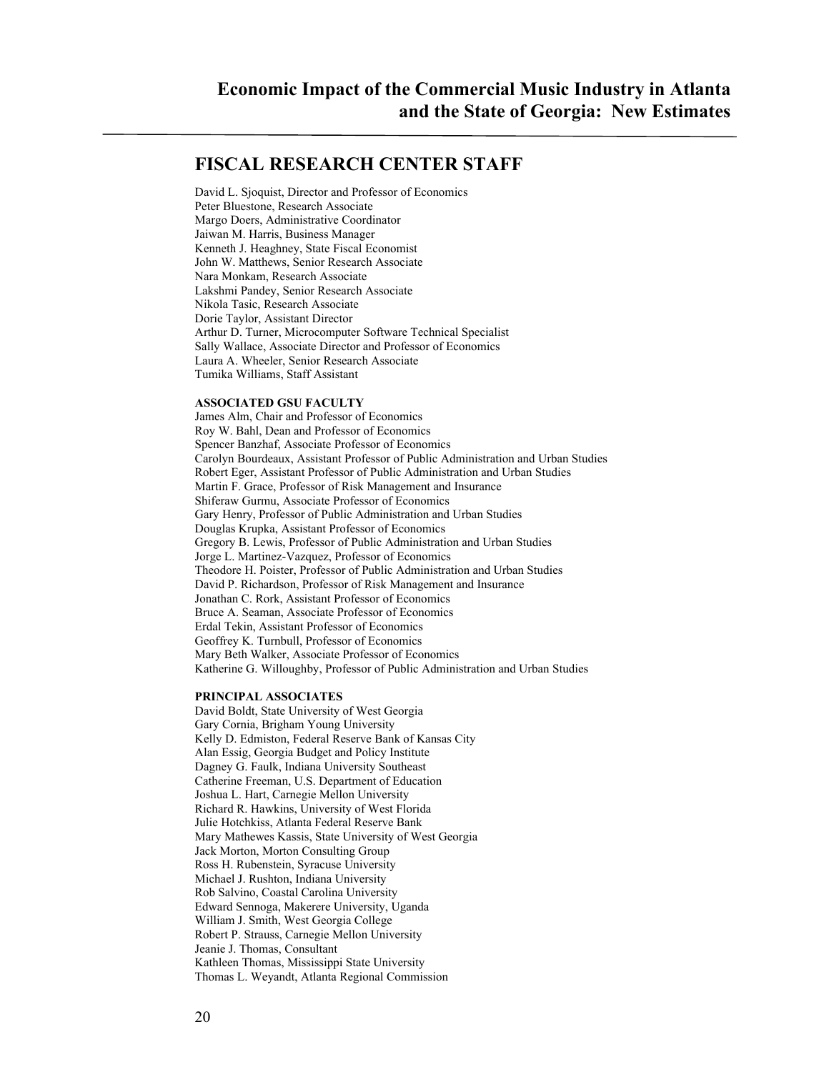## FISCAL RESEARCH CENTER STAFF

David L. Sjoquist, Director and Professor of Economics
Peter Bluestone, Research Associate
Margo Doers, Administrative Coordinator
Jaiwan M. Harris, Business Manager
Kenneth J. Heaghney, State Fiscal Economist
John W. Matthews, Senior Research Associate
Nara Monkam, Research Associate
Lakshmi Pandey, Senior Research Associate
Nikola Tasic, Research Associate
Dorie Taylor, Assistant Director
Arthur D. Turner, Microcomputer Software Technical Specialist
Sally Wallace, Associate Director and Professor of Economics
Laura A. Wheeler, Senior Research Associate
Tumika Williams, Staff Assistant

### ASSOCIATED GSU FACULTY

James Alm, Chair and Professor of Economics
Roy W. Bahl, Dean and Professor of Economics
Spencer Banzhaf, Associate Professor of Economics
Carolyn Bourdeaux, Assistant Professor of Public Administration and Urban Studies
Robert Eger, Assistant Professor of Public Administration and Urban Studies
Martin F. Grace, Professor of Risk Management and Insurance
Shiferaw Gurmu, Associate Professor of Economics
Gary Henry, Professor of Public Administration and Urban Studies
Douglas Krupka, Assistant Professor of Economics
Gregory B. Lewis, Professor of Public Administration and Urban Studies
Jorge L. Martinez-Vazquez, Professor of Economics
Theodore H. Poister, Professor of Public Administration and Urban Studies
David P. Richardson, Professor of Risk Management and Insurance
Jonathan C. Rork, Assistant Professor of Economics
Bruce A. Seaman, Associate Professor of Economics
Erdal Tekin, Assistant Professor of Economics
Geoffrey K. Turnbull, Professor of Economics
Mary Beth Walker, Associate Professor of Economics
Katherine G. Willoughby, Professor of Public Administration and Urban Studies

### PRINCIPAL ASSOCIATES

David Boldt, State University of West Georgia
Gary Cornia, Brigham Young University
Kelly D. Edmiston, Federal Reserve Bank of Kansas City
Alan Essig, Georgia Budget and Policy Institute
Dagney G. Faulk, Indiana University Southeast
Catherine Freeman, U.S. Department of Education
Joshua L. Hart, Carnegie Mellon University
Richard R. Hawkins, University of West Florida
Julie Hotchkiss, Atlanta Federal Reserve Bank
Mary Mathewes Kassis, State University of West Georgia
Jack Morton, Morton Consulting Group
Ross H. Rubenstein, Syracuse University
Michael J. Rushton, Indiana University
Rob Salvino, Coastal Carolina University
Edward Sennoga, Makerere University, Uganda
William J. Smith, West Georgia College
Robert P. Strauss, Carnegie Mellon University
Jeanie J. Thomas, Consultant
Kathleen Thomas, Mississippi State University
Thomas L. Weyandt, Atlanta Regional Commission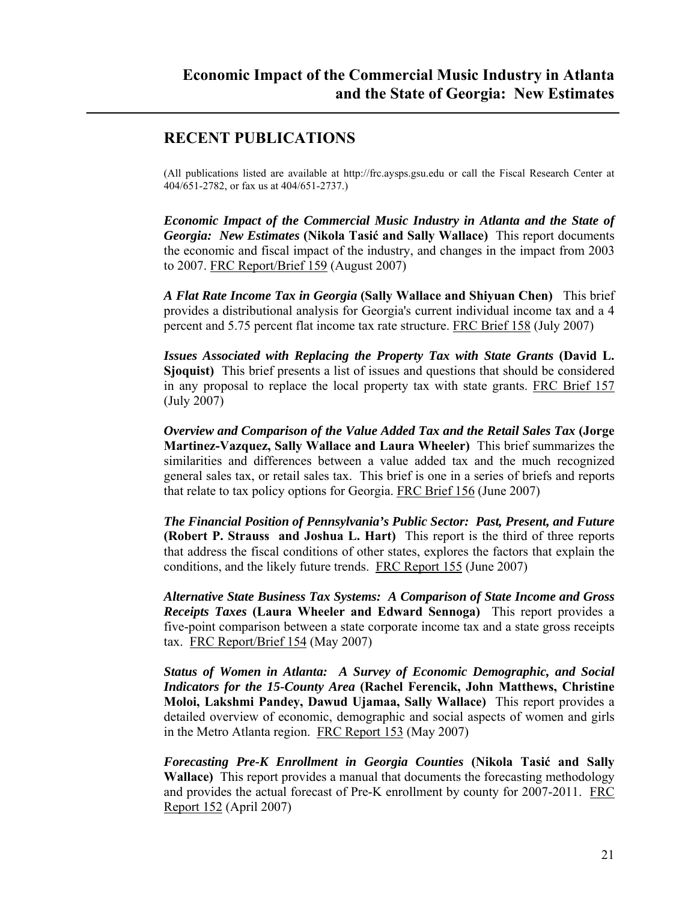## RECENT PUBLICATIONS

(All publications listed are available at http://frc.aysps.gsu.edu or call the Fiscal Research Center at 404/651-2782, or fax us at 404/651-2737.)

***Economic Impact of the Commercial Music Industry in Atlanta and the State of Georgia: New Estimates*** **(Nikola Tasić and Sally Wallace)** This report documents the economic and fiscal impact of the industry, and changes in the impact from 2003 to 2007. FRC Report/Brief 159 (August 2007)

***A Flat Rate Income Tax in Georgia*** **(Sally Wallace and Shiyuan Chen)** This brief provides a distributional analysis for Georgia's current individual income tax and a 4 percent and 5.75 percent flat income tax rate structure. FRC Brief 158 (July 2007)

***Issues Associated with Replacing the Property Tax with State Grants*** **(David L. Sjoquist)** This brief presents a list of issues and questions that should be considered in any proposal to replace the local property tax with state grants. FRC Brief 157 (July 2007)

***Overview and Comparison of the Value Added Tax and the Retail Sales Tax*** **(Jorge Martinez-Vazquez, Sally Wallace and Laura Wheeler)** This brief summarizes the similarities and differences between a value added tax and the much recognized general sales tax, or retail sales tax. This brief is one in a series of briefs and reports that relate to tax policy options for Georgia. FRC Brief 156 (June 2007)

***The Financial Position of Pennsylvania's Public Sector: Past, Present, and Future*** **(Robert P. Strauss and Joshua L. Hart)** This report is the third of three reports that address the fiscal conditions of other states, explores the factors that explain the conditions, and the likely future trends. FRC Report 155 (June 2007)

***Alternative State Business Tax Systems: A Comparison of State Income and Gross Receipts Taxes*** **(Laura Wheeler and Edward Sennoga)** This report provides a five-point comparison between a state corporate income tax and a state gross receipts tax. FRC Report/Brief 154 (May 2007)

***Status of Women in Atlanta: A Survey of Economic Demographic, and Social Indicators for the 15-County Area*** **(Rachel Ferencik, John Matthews, Christine Moloi, Lakshmi Pandey, Dawud Ujamaa, Sally Wallace)** This report provides a detailed overview of economic, demographic and social aspects of women and girls in the Metro Atlanta region. FRC Report 153 (May 2007)

***Forecasting Pre-K Enrollment in Georgia Counties*** **(Nikola Tasić and Sally Wallace)** This report provides a manual that documents the forecasting methodology and provides the actual forecast of Pre-K enrollment by county for 2007-2011. FRC Report 152 (April 2007)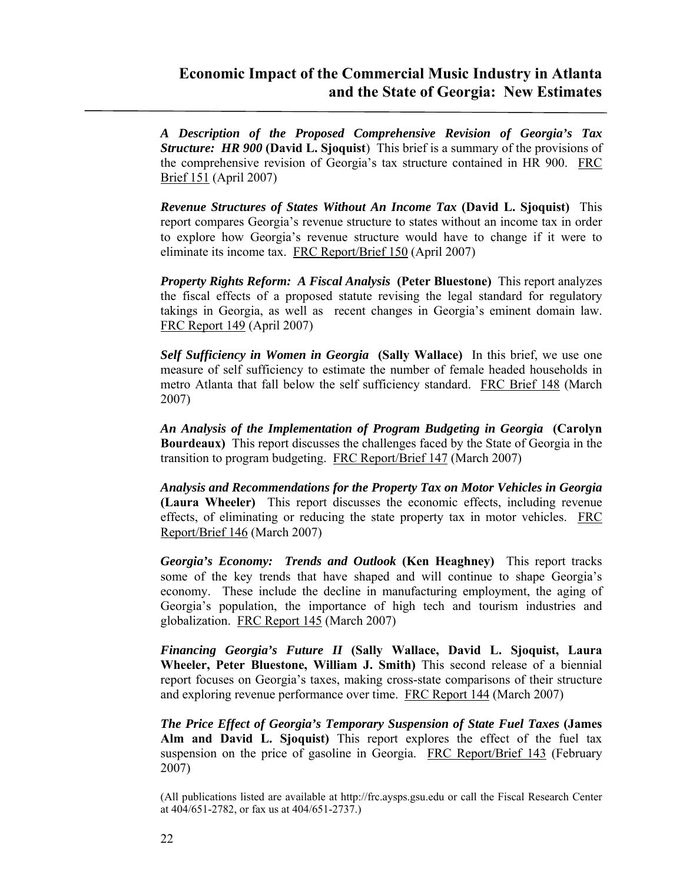***A Description of the Proposed Comprehensive Revision of Georgia's Tax Structure: HR 900*** **(David L. Sjoquist**) This brief is a summary of the provisions of the comprehensive revision of Georgia's tax structure contained in HR 900. FRC Brief 151 (April 2007)

***Revenue Structures of States Without An Income Tax*** **(David L. Sjoquist)** This report compares Georgia's revenue structure to states without an income tax in order to explore how Georgia's revenue structure would have to change if it were to eliminate its income tax. FRC Report/Brief 150 (April 2007)

***Property Rights Reform: A Fiscal Analysis*** **(Peter Bluestone)** This report analyzes the fiscal effects of a proposed statute revising the legal standard for regulatory takings in Georgia, as well as recent changes in Georgia's eminent domain law. FRC Report 149 (April 2007)

***Self Sufficiency in Women in Georgia*** **(Sally Wallace)** In this brief, we use one measure of self sufficiency to estimate the number of female headed households in metro Atlanta that fall below the self sufficiency standard. FRC Brief 148 (March 2007)

***An Analysis of the Implementation of Program Budgeting in Georgia*** **(Carolyn Bourdeaux)** This report discusses the challenges faced by the State of Georgia in the transition to program budgeting. FRC Report/Brief 147 (March 2007)

***Analysis and Recommendations for the Property Tax on Motor Vehicles in Georgia*** **(Laura Wheeler)** This report discusses the economic effects, including revenue effects, of eliminating or reducing the state property tax in motor vehicles. FRC Report/Brief 146 (March 2007)

***Georgia's Economy: Trends and Outlook*** **(Ken Heaghney)** This report tracks some of the key trends that have shaped and will continue to shape Georgia's economy. These include the decline in manufacturing employment, the aging of Georgia's population, the importance of high tech and tourism industries and globalization. FRC Report 145 (March 2007)

***Financing Georgia's Future II*** **(Sally Wallace, David L. Sjoquist, Laura Wheeler, Peter Bluestone, William J. Smith)** This second release of a biennial report focuses on Georgia's taxes, making cross-state comparisons of their structure and exploring revenue performance over time. FRC Report 144 (March 2007)

***The Price Effect of Georgia's Temporary Suspension of State Fuel Taxes*** **(James Alm and David L. Sjoquist)** This report explores the effect of the fuel tax suspension on the price of gasoline in Georgia. FRC Report/Brief 143 (February 2007)

(All publications listed are available at http://frc.aysps.gsu.edu or call the Fiscal Research Center at 404/651-2782, or fax us at 404/651-2737.)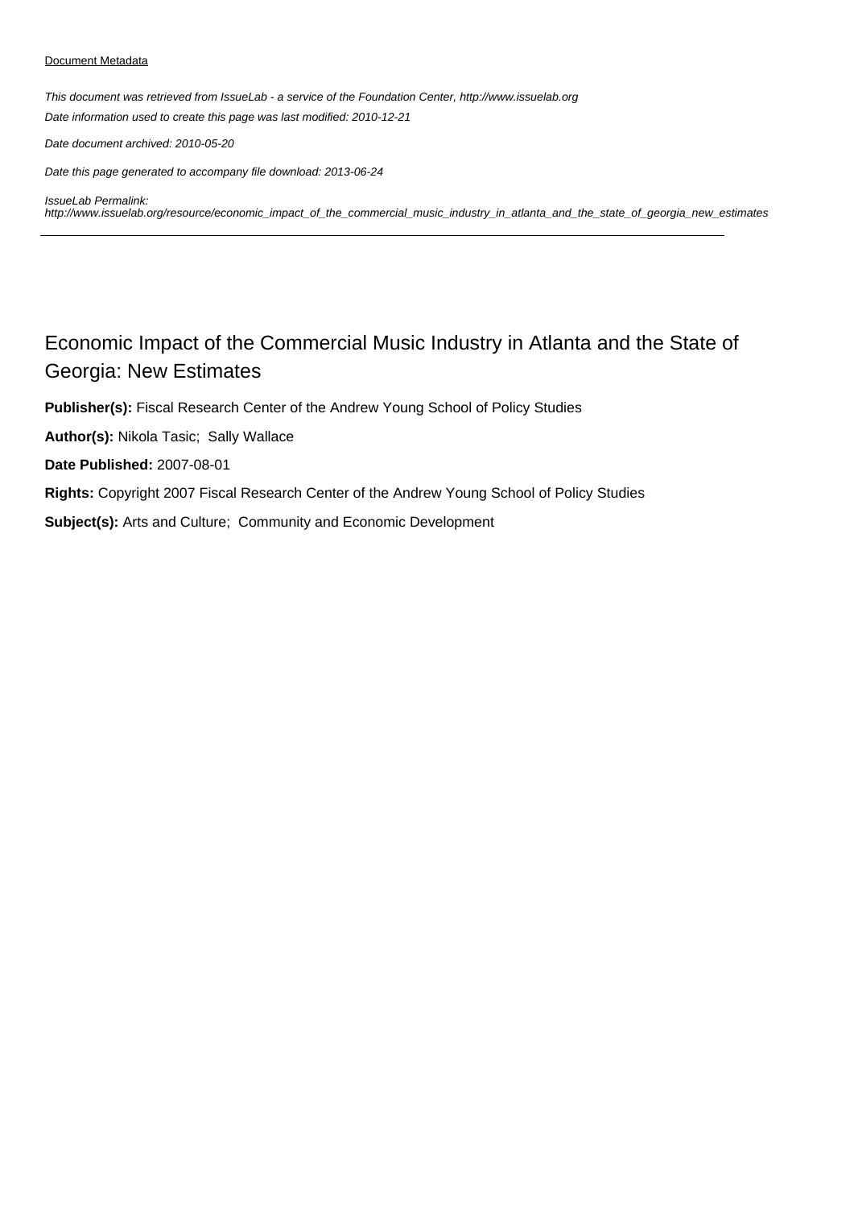Document Metadata

*This document was retrieved from IssueLab - a service of the Foundation Center, http://www.issuelab.org*
*Date information used to create this page was last modified: 2010-12-21*

*Date document archived: 2010-05-20*

*Date this page generated to accompany file download: 2013-06-24*

*IssueLab Permalink:*
*http://www.issuelab.org/resource/economic_impact_of_the_commercial_music_industry_in_atlanta_and_the_state_of_georgia_new_estimates*

---

## Economic Impact of the Commercial Music Industry in Atlanta and the State of Georgia: New Estimates

**Publisher(s):** Fiscal Research Center of the Andrew Young School of Policy Studies

**Author(s):** Nikola Tasic; Sally Wallace

**Date Published:** 2007-08-01

**Rights:** Copyright 2007 Fiscal Research Center of the Andrew Young School of Policy Studies

**Subject(s):** Arts and Culture; Community and Economic Development